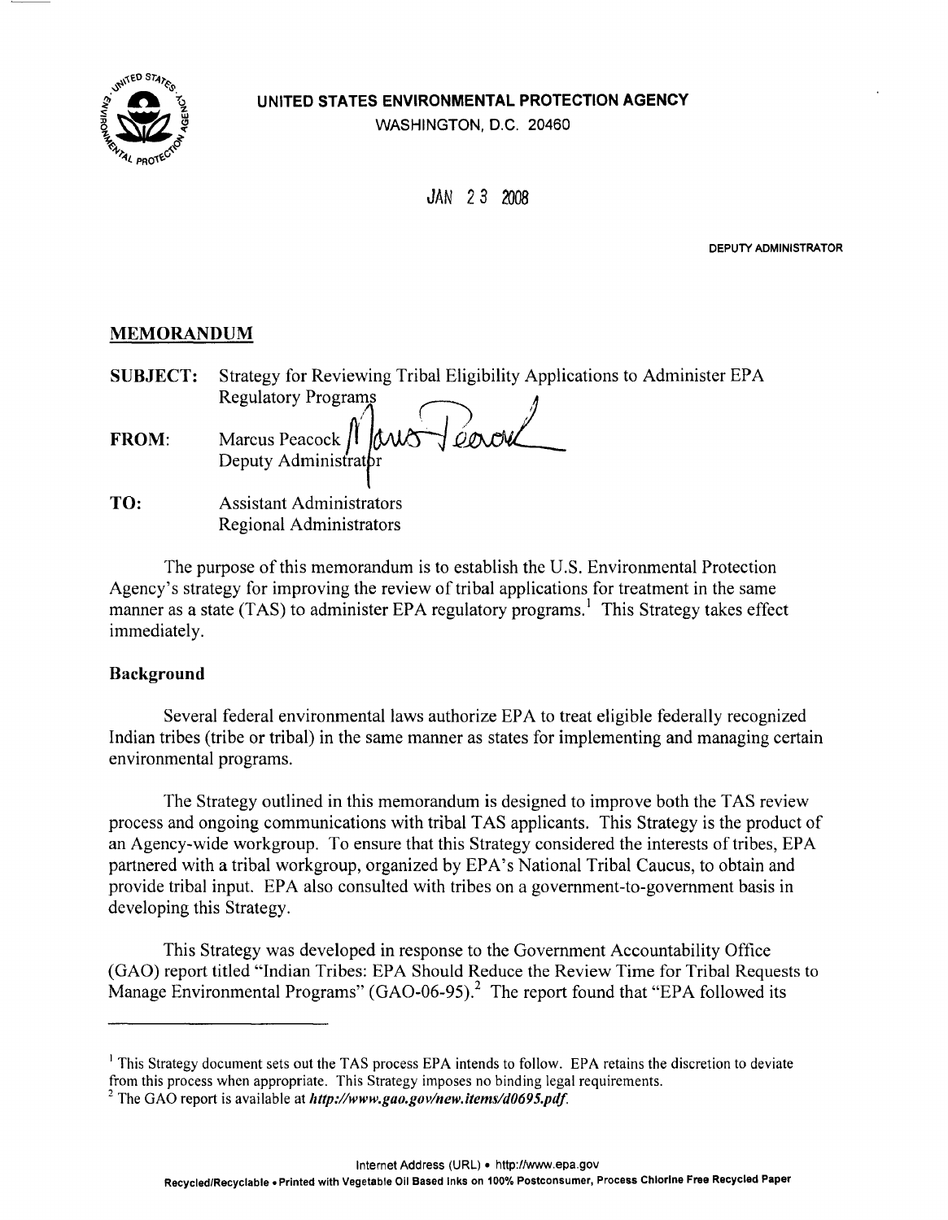**UNITED STATES ENVIRONMENTAL PROTECTION AGENCY**
WASHINGTON, D.C. 20460

JAN 23 2008

DEPUTY ADMINISTRATOR

## MEMORANDUM

**SUBJECT:** Strategy for Reviewing Tribal Eligibility Applications to Administer EPA Regulatory Programs

**FROM:** Marcus Peacock
Deputy Administrator

**TO:** Assistant Administrators
Regional Administrators

The purpose of this memorandum is to establish the U.S. Environmental Protection Agency's strategy for improving the review of tribal applications for treatment in the same manner as a state (TAS) to administer EPA regulatory programs.[1] This Strategy takes effect immediately.

### Background

Several federal environmental laws authorize EPA to treat eligible federally recognized Indian tribes (tribe or tribal) in the same manner as states for implementing and managing certain environmental programs.

The Strategy outlined in this memorandum is designed to improve both the TAS review process and ongoing communications with tribal TAS applicants. This Strategy is the product of an Agency-wide workgroup. To ensure that this Strategy considered the interests of tribes, EPA partnered with a tribal workgroup, organized by EPA's National Tribal Caucus, to obtain and provide tribal input. EPA also consulted with tribes on a government-to-government basis in developing this Strategy.

This Strategy was developed in response to the Government Accountability Office (GAO) report titled "Indian Tribes: EPA Should Reduce the Review Time for Tribal Requests to Manage Environmental Programs" (GAO-06-95).[2] The report found that "EPA followed its

---

[1] This Strategy document sets out the TAS process EPA intends to follow. EPA retains the discretion to deviate from this process when appropriate. This Strategy imposes no binding legal requirements.

[2] The GAO report is available at ***http://www.gao.gov/new.items/d0695.pdf***.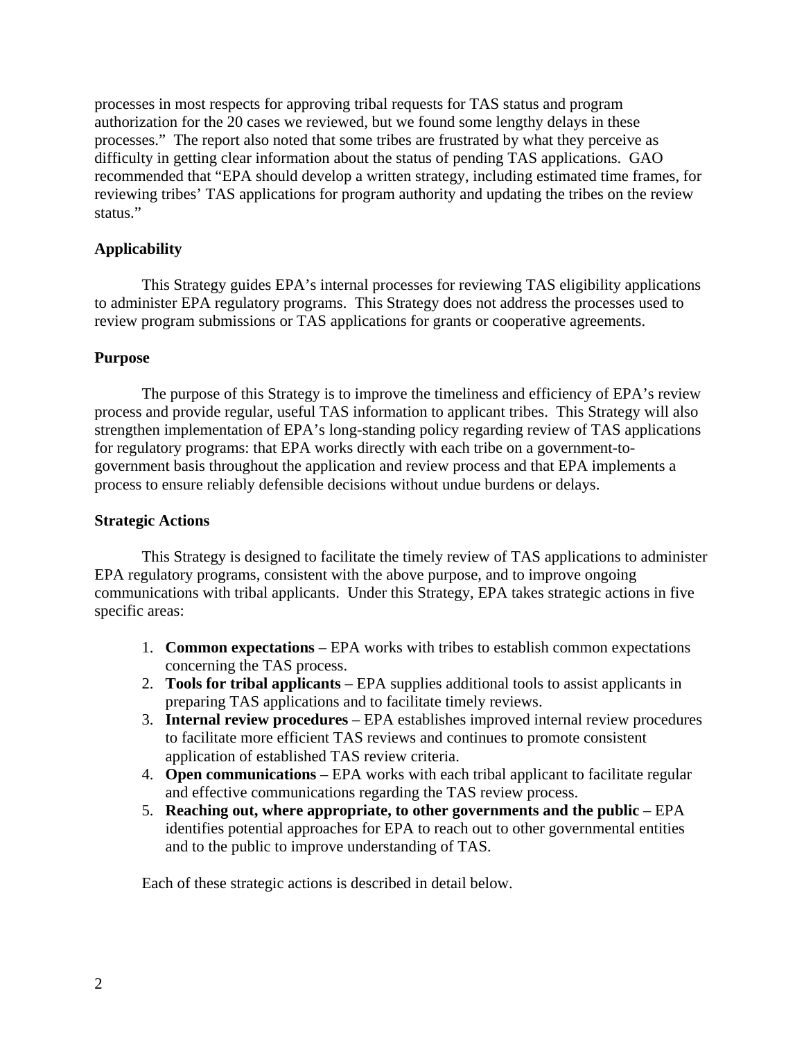processes in most respects for approving tribal requests for TAS status and program authorization for the 20 cases we reviewed, but we found some lengthy delays in these processes." The report also noted that some tribes are frustrated by what they perceive as difficulty in getting clear information about the status of pending TAS applications. GAO recommended that "EPA should develop a written strategy, including estimated time frames, for reviewing tribes' TAS applications for program authority and updating the tribes on the review status."

**Applicability**

This Strategy guides EPA's internal processes for reviewing TAS eligibility applications to administer EPA regulatory programs. This Strategy does not address the processes used to review program submissions or TAS applications for grants or cooperative agreements.

**Purpose**

The purpose of this Strategy is to improve the timeliness and efficiency of EPA's review process and provide regular, useful TAS information to applicant tribes. This Strategy will also strengthen implementation of EPA's long-standing policy regarding review of TAS applications for regulatory programs: that EPA works directly with each tribe on a government-to-government basis throughout the application and review process and that EPA implements a process to ensure reliably defensible decisions without undue burdens or delays.

**Strategic Actions**

This Strategy is designed to facilitate the timely review of TAS applications to administer EPA regulatory programs, consistent with the above purpose, and to improve ongoing communications with tribal applicants. Under this Strategy, EPA takes strategic actions in five specific areas:

1. **Common expectations** – EPA works with tribes to establish common expectations concerning the TAS process.
2. **Tools for tribal applicants** – EPA supplies additional tools to assist applicants in preparing TAS applications and to facilitate timely reviews.
3. **Internal review procedures** – EPA establishes improved internal review procedures to facilitate more efficient TAS reviews and continues to promote consistent application of established TAS review criteria.
4. **Open communications** – EPA works with each tribal applicant to facilitate regular and effective communications regarding the TAS review process.
5. **Reaching out, where appropriate, to other governments and the public** – EPA identifies potential approaches for EPA to reach out to other governmental entities and to the public to improve understanding of TAS.

Each of these strategic actions is described in detail below.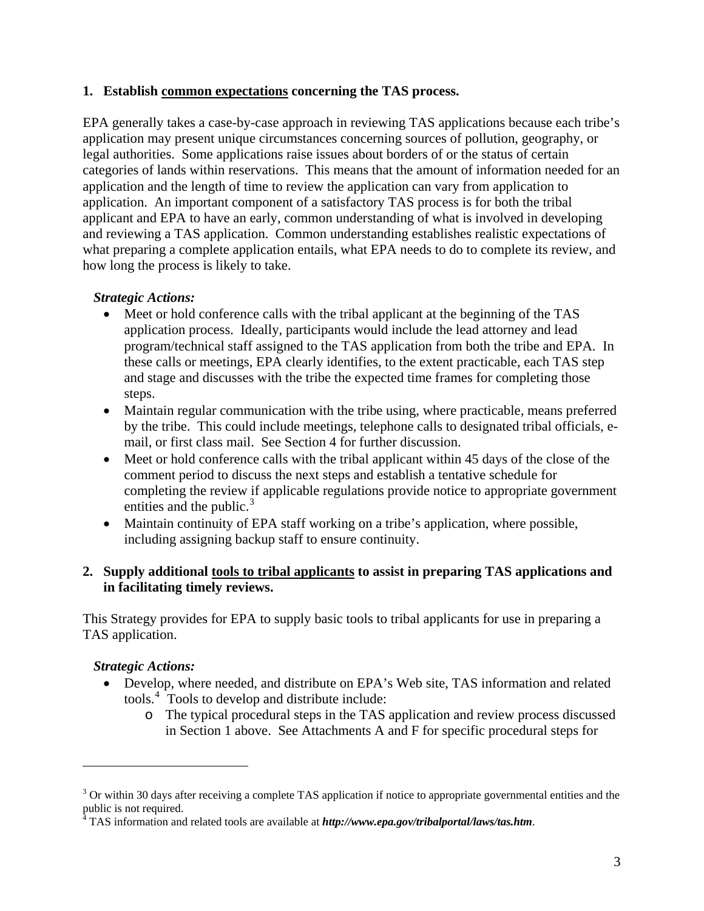**1. Establish <u>common expectations</u> concerning the TAS process.**

EPA generally takes a case-by-case approach in reviewing TAS applications because each tribe's application may present unique circumstances concerning sources of pollution, geography, or legal authorities. Some applications raise issues about borders of or the status of certain categories of lands within reservations. This means that the amount of information needed for an application and the length of time to review the application can vary from application to application. An important component of a satisfactory TAS process is for both the tribal applicant and EPA to have an early, common understanding of what is involved in developing and reviewing a TAS application. Common understanding establishes realistic expectations of what preparing a complete application entails, what EPA needs to do to complete its review, and how long the process is likely to take.

***Strategic Actions:***

- Meet or hold conference calls with the tribal applicant at the beginning of the TAS application process. Ideally, participants would include the lead attorney and lead program/technical staff assigned to the TAS application from both the tribe and EPA. In these calls or meetings, EPA clearly identifies, to the extent practicable, each TAS step and stage and discusses with the tribe the expected time frames for completing those steps.
- Maintain regular communication with the tribe using, where practicable, means preferred by the tribe. This could include meetings, telephone calls to designated tribal officials, e-mail, or first class mail. See Section 4 for further discussion.
- Meet or hold conference calls with the tribal applicant within 45 days of the close of the comment period to discuss the next steps and establish a tentative schedule for completing the review if applicable regulations provide notice to appropriate government entities and the public.[3]
- Maintain continuity of EPA staff working on a tribe's application, where possible, including assigning backup staff to ensure continuity.

**2. Supply additional <u>tools to tribal applicants</u> to assist in preparing TAS applications and in facilitating timely reviews.**

This Strategy provides for EPA to supply basic tools to tribal applicants for use in preparing a TAS application.

***Strategic Actions:***

- Develop, where needed, and distribute on EPA's Web site, TAS information and related tools.[4] Tools to develop and distribute include:
  - The typical procedural steps in the TAS application and review process discussed in Section 1 above. See Attachments A and F for specific procedural steps for

---

[3] Or within 30 days after receiving a complete TAS application if notice to appropriate governmental entities and the public is not required.

[4] TAS information and related tools are available at ***http://www.epa.gov/tribalportal/laws/tas.htm***.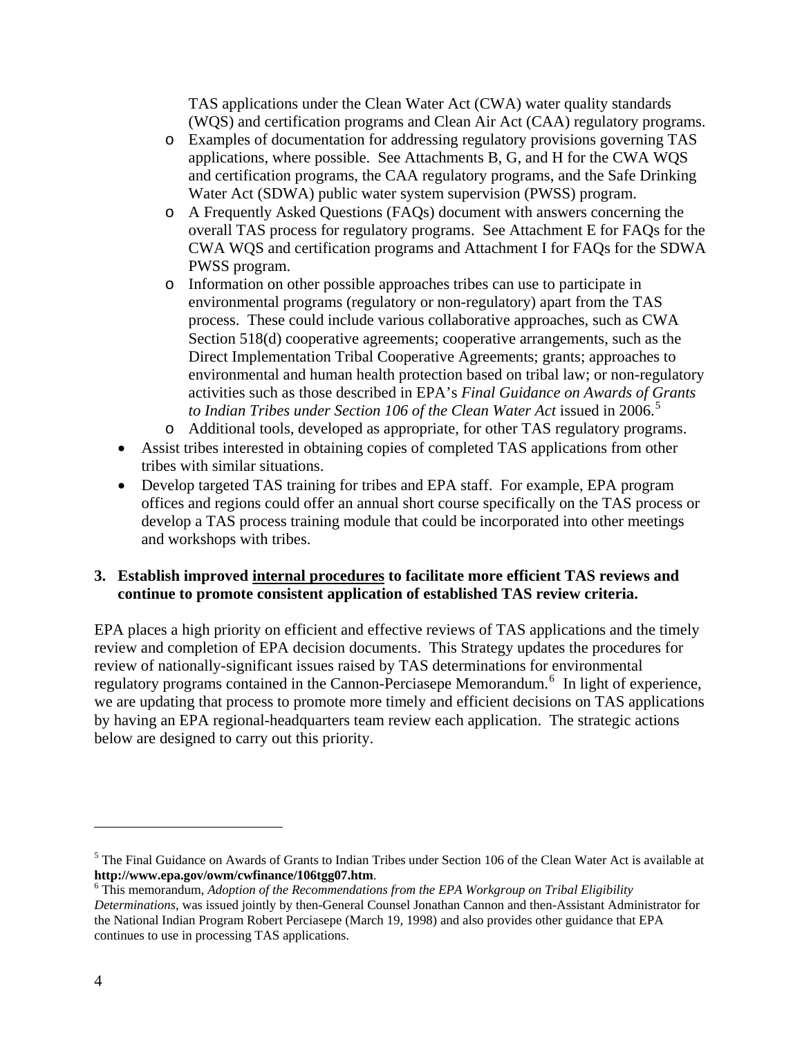TAS applications under the Clean Water Act (CWA) water quality standards (WQS) and certification programs and Clean Air Act (CAA) regulatory programs.
    - Examples of documentation for addressing regulatory provisions governing TAS applications, where possible. See Attachments B, G, and H for the CWA WQS and certification programs, the CAA regulatory programs, and the Safe Drinking Water Act (SDWA) public water system supervision (PWSS) program.
    - A Frequently Asked Questions (FAQs) document with answers concerning the overall TAS process for regulatory programs. See Attachment E for FAQs for the CWA WQS and certification programs and Attachment I for FAQs for the SDWA PWSS program.
    - Information on other possible approaches tribes can use to participate in environmental programs (regulatory or non-regulatory) apart from the TAS process. These could include various collaborative approaches, such as CWA Section 518(d) cooperative agreements; cooperative arrangements, such as the Direct Implementation Tribal Cooperative Agreements; grants; approaches to environmental and human health protection based on tribal law; or non-regulatory activities such as those described in EPA's *Final Guidance on Awards of Grants to Indian Tribes under Section 106 of the Clean Water Act* issued in 2006.[5]
    - Additional tools, developed as appropriate, for other TAS regulatory programs.
- Assist tribes interested in obtaining copies of completed TAS applications from other tribes with similar situations.
- Develop targeted TAS training for tribes and EPA staff. For example, EPA program offices and regions could offer an annual short course specifically on the TAS process or develop a TAS process training module that could be incorporated into other meetings and workshops with tribes.

**3. Establish improved <u>internal procedures</u> to facilitate more efficient TAS reviews and continue to promote consistent application of established TAS review criteria.**

EPA places a high priority on efficient and effective reviews of TAS applications and the timely review and completion of EPA decision documents. This Strategy updates the procedures for review of nationally-significant issues raised by TAS determinations for environmental regulatory programs contained in the Cannon-Perciasepe Memorandum.[6] In light of experience, we are updating that process to promote more timely and efficient decisions on TAS applications by having an EPA regional-headquarters team review each application. The strategic actions below are designed to carry out this priority.

---

[5] The Final Guidance on Awards of Grants to Indian Tribes under Section 106 of the Clean Water Act is available at **http://www.epa.gov/owm/cwfinance/106tgg07.htm**.

[6] This memorandum, *Adoption of the Recommendations from the EPA Workgroup on Tribal Eligibility Determinations*, was issued jointly by then-General Counsel Jonathan Cannon and then-Assistant Administrator for the National Indian Program Robert Perciasepe (March 19, 1998) and also provides other guidance that EPA continues to use in processing TAS applications.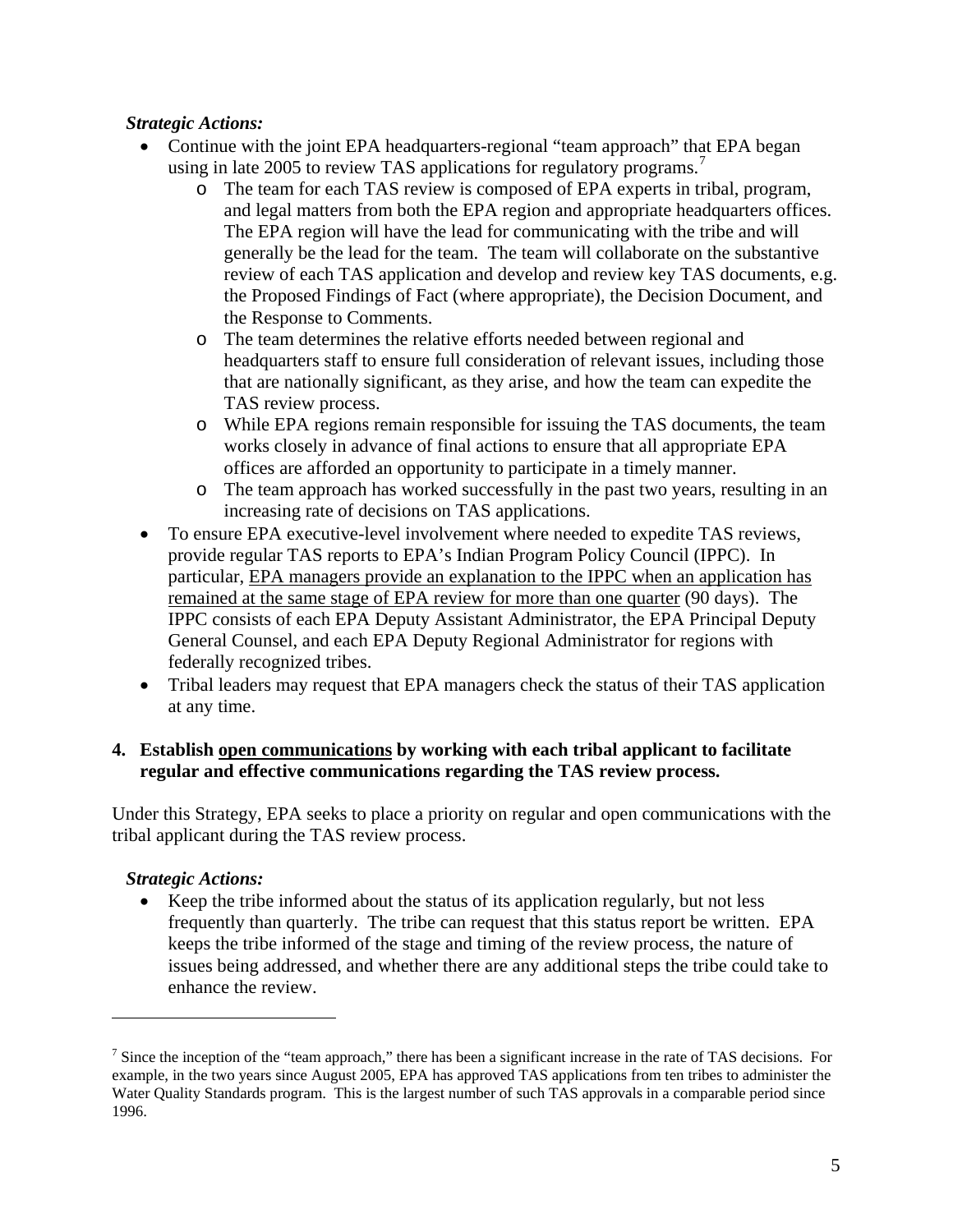***Strategic Actions:***

- Continue with the joint EPA headquarters-regional "team approach" that EPA began using in late 2005 to review TAS applications for regulatory programs.[7]
  - The team for each TAS review is composed of EPA experts in tribal, program, and legal matters from both the EPA region and appropriate headquarters offices. The EPA region will have the lead for communicating with the tribe and will generally be the lead for the team. The team will collaborate on the substantive review of each TAS application and develop and review key TAS documents, e.g. the Proposed Findings of Fact (where appropriate), the Decision Document, and the Response to Comments.
  - The team determines the relative efforts needed between regional and headquarters staff to ensure full consideration of relevant issues, including those that are nationally significant, as they arise, and how the team can expedite the TAS review process.
  - While EPA regions remain responsible for issuing the TAS documents, the team works closely in advance of final actions to ensure that all appropriate EPA offices are afforded an opportunity to participate in a timely manner.
  - The team approach has worked successfully in the past two years, resulting in an increasing rate of decisions on TAS applications.
- To ensure EPA executive-level involvement where needed to expedite TAS reviews, provide regular TAS reports to EPA's Indian Program Policy Council (IPPC). In particular, <u>EPA managers provide an explanation to the IPPC when an application has remained at the same stage of EPA review for more than one quarter</u> (90 days). The IPPC consists of each EPA Deputy Assistant Administrator, the EPA Principal Deputy General Counsel, and each EPA Deputy Regional Administrator for regions with federally recognized tribes.
- Tribal leaders may request that EPA managers check the status of their TAS application at any time.

**4. Establish <u>open communications</u> by working with each tribal applicant to facilitate regular and effective communications regarding the TAS review process.**

Under this Strategy, EPA seeks to place a priority on regular and open communications with the tribal applicant during the TAS review process.

***Strategic Actions:***

- Keep the tribe informed about the status of its application regularly, but not less frequently than quarterly. The tribe can request that this status report be written. EPA keeps the tribe informed of the stage and timing of the review process, the nature of issues being addressed, and whether there are any additional steps the tribe could take to enhance the review.

---

[7] Since the inception of the "team approach," there has been a significant increase in the rate of TAS decisions. For example, in the two years since August 2005, EPA has approved TAS applications from ten tribes to administer the Water Quality Standards program. This is the largest number of such TAS approvals in a comparable period since 1996.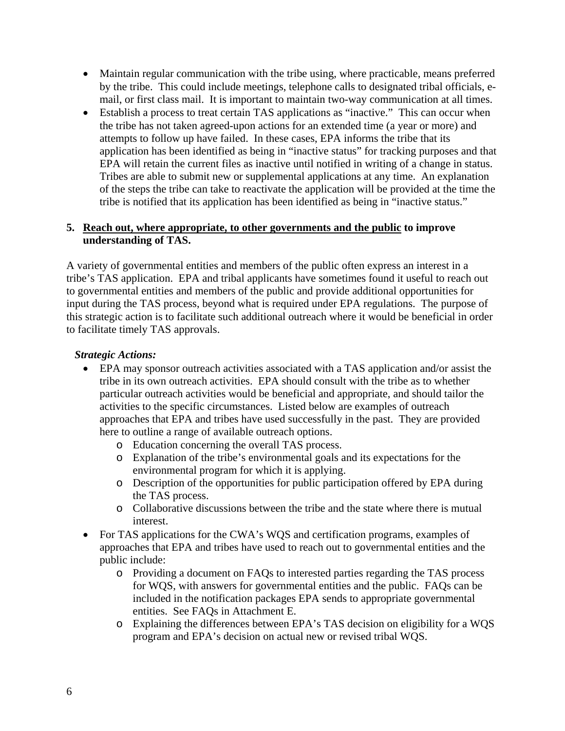- Maintain regular communication with the tribe using, where practicable, means preferred by the tribe. This could include meetings, telephone calls to designated tribal officials, e-mail, or first class mail. It is important to maintain two-way communication at all times.
- Establish a process to treat certain TAS applications as "inactive." This can occur when the tribe has not taken agreed-upon actions for an extended time (a year or more) and attempts to follow up have failed. In these cases, EPA informs the tribe that its application has been identified as being in "inactive status" for tracking purposes and that EPA will retain the current files as inactive until notified in writing of a change in status. Tribes are able to submit new or supplemental applications at any time. An explanation of the steps the tribe can take to reactivate the application will be provided at the time the tribe is notified that its application has been identified as being in "inactive status."

**5. <u>Reach out, where appropriate, to other governments and the public</u> to improve understanding of TAS.**

A variety of governmental entities and members of the public often express an interest in a tribe's TAS application. EPA and tribal applicants have sometimes found it useful to reach out to governmental entities and members of the public and provide additional opportunities for input during the TAS process, beyond what is required under EPA regulations. The purpose of this strategic action is to facilitate such additional outreach where it would be beneficial in order to facilitate timely TAS approvals.

***Strategic Actions:***

- EPA may sponsor outreach activities associated with a TAS application and/or assist the tribe in its own outreach activities. EPA should consult with the tribe as to whether particular outreach activities would be beneficial and appropriate, and should tailor the activities to the specific circumstances. Listed below are examples of outreach approaches that EPA and tribes have used successfully in the past. They are provided here to outline a range of available outreach options.
  - Education concerning the overall TAS process.
  - Explanation of the tribe's environmental goals and its expectations for the environmental program for which it is applying.
  - Description of the opportunities for public participation offered by EPA during the TAS process.
  - Collaborative discussions between the tribe and the state where there is mutual interest.
- For TAS applications for the CWA's WQS and certification programs, examples of approaches that EPA and tribes have used to reach out to governmental entities and the public include:
  - Providing a document on FAQs to interested parties regarding the TAS process for WQS, with answers for governmental entities and the public. FAQs can be included in the notification packages EPA sends to appropriate governmental entities. See FAQs in Attachment E.
  - Explaining the differences between EPA's TAS decision on eligibility for a WQS program and EPA's decision on actual new or revised tribal WQS.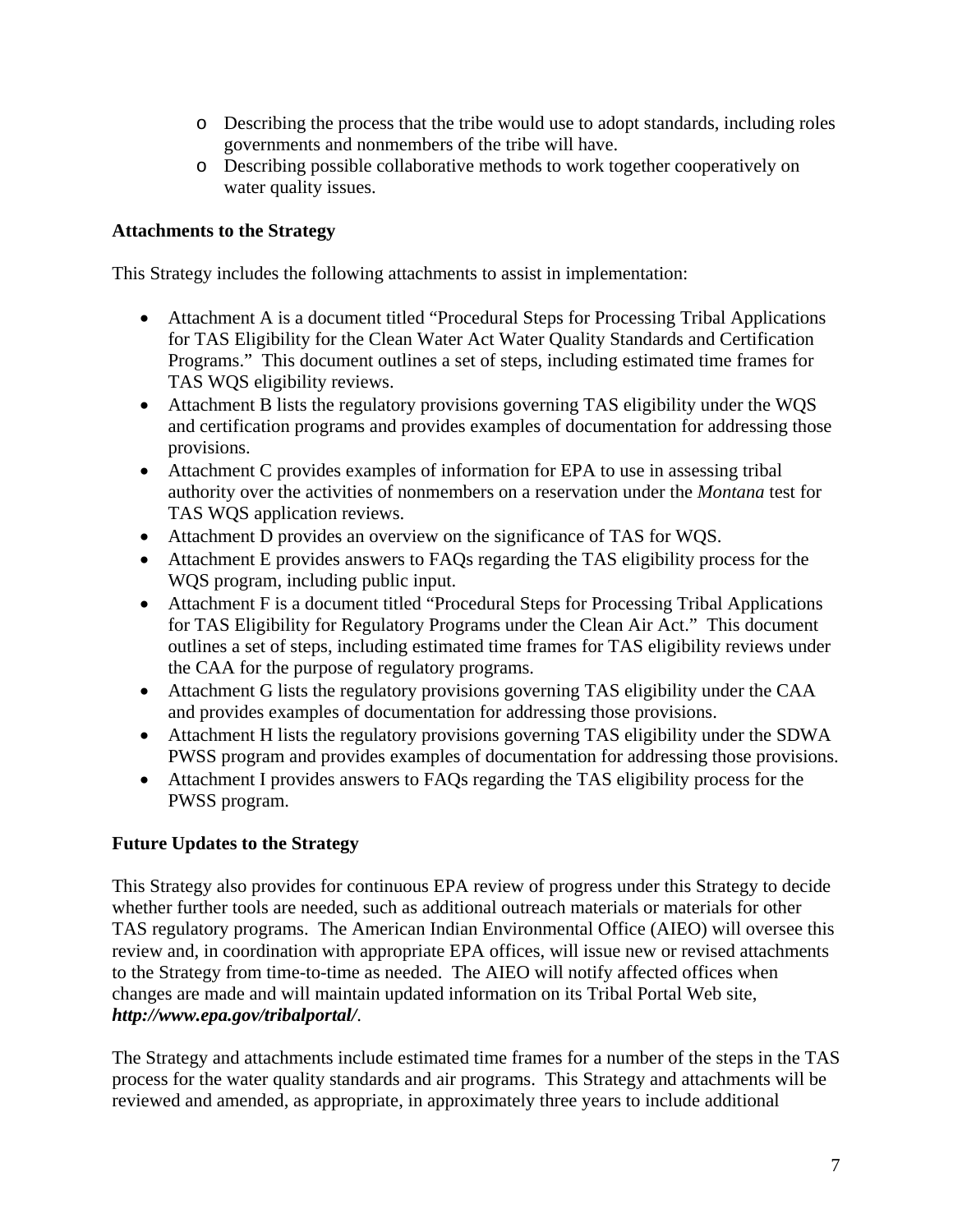- Describing the process that the tribe would use to adopt standards, including roles governments and nonmembers of the tribe will have.
  - Describing possible collaborative methods to work together cooperatively on water quality issues.

**Attachments to the Strategy**

This Strategy includes the following attachments to assist in implementation:

- Attachment A is a document titled "Procedural Steps for Processing Tribal Applications for TAS Eligibility for the Clean Water Act Water Quality Standards and Certification Programs." This document outlines a set of steps, including estimated time frames for TAS WQS eligibility reviews.
- Attachment B lists the regulatory provisions governing TAS eligibility under the WQS and certification programs and provides examples of documentation for addressing those provisions.
- Attachment C provides examples of information for EPA to use in assessing tribal authority over the activities of nonmembers on a reservation under the *Montana* test for TAS WQS application reviews.
- Attachment D provides an overview on the significance of TAS for WQS.
- Attachment E provides answers to FAQs regarding the TAS eligibility process for the WQS program, including public input.
- Attachment F is a document titled "Procedural Steps for Processing Tribal Applications for TAS Eligibility for Regulatory Programs under the Clean Air Act." This document outlines a set of steps, including estimated time frames for TAS eligibility reviews under the CAA for the purpose of regulatory programs.
- Attachment G lists the regulatory provisions governing TAS eligibility under the CAA and provides examples of documentation for addressing those provisions.
- Attachment H lists the regulatory provisions governing TAS eligibility under the SDWA PWSS program and provides examples of documentation for addressing those provisions.
- Attachment I provides answers to FAQs regarding the TAS eligibility process for the PWSS program.

**Future Updates to the Strategy**

This Strategy also provides for continuous EPA review of progress under this Strategy to decide whether further tools are needed, such as additional outreach materials or materials for other TAS regulatory programs. The American Indian Environmental Office (AIEO) will oversee this review and, in coordination with appropriate EPA offices, will issue new or revised attachments to the Strategy from time-to-time as needed. The AIEO will notify affected offices when changes are made and will maintain updated information on its Tribal Portal Web site, ***http://www.epa.gov/tribalportal/***.

The Strategy and attachments include estimated time frames for a number of the steps in the TAS process for the water quality standards and air programs. This Strategy and attachments will be reviewed and amended, as appropriate, in approximately three years to include additional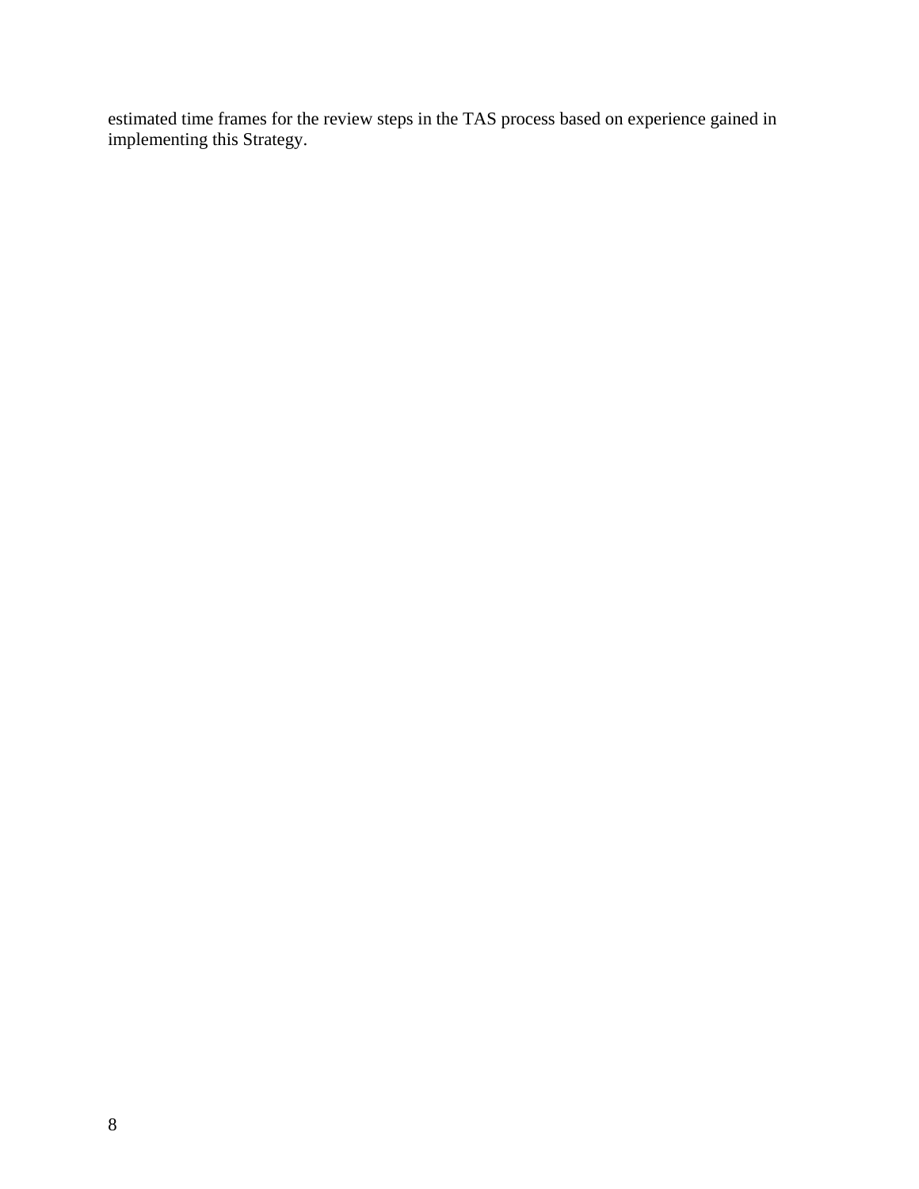estimated time frames for the review steps in the TAS process based on experience gained in implementing this Strategy.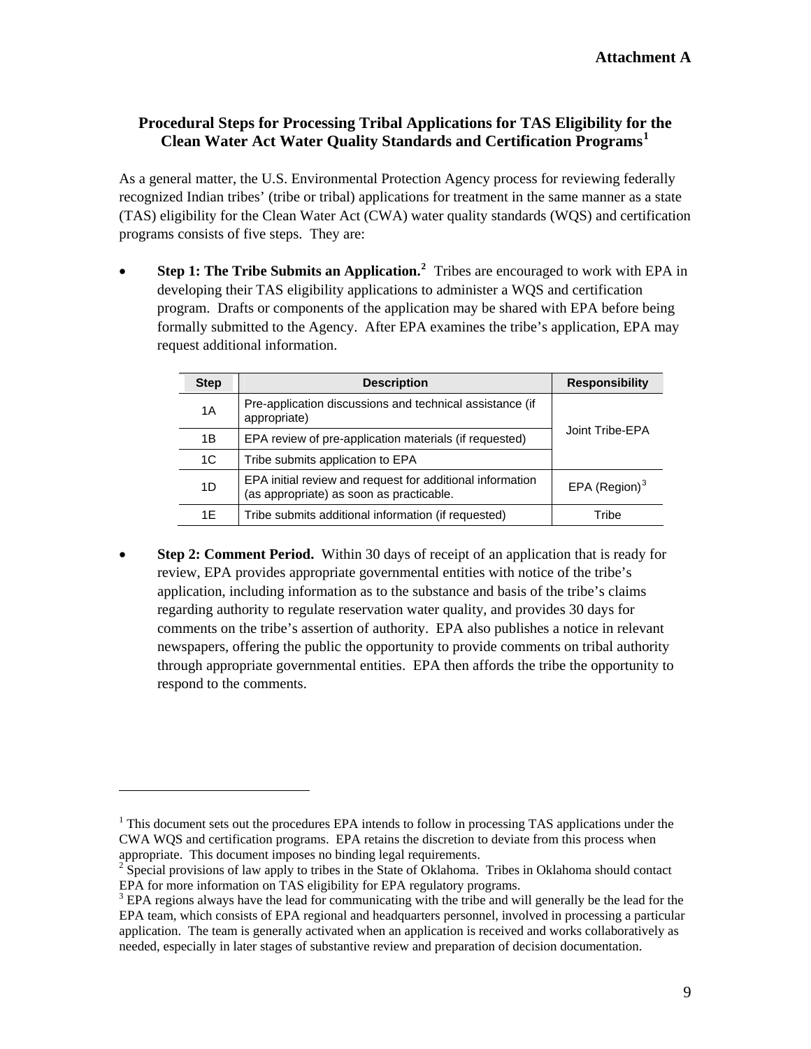**Attachment A**

## Procedural Steps for Processing Tribal Applications for TAS Eligibility for the Clean Water Act Water Quality Standards and Certification Programs[1]

As a general matter, the U.S. Environmental Protection Agency process for reviewing federally recognized Indian tribes' (tribe or tribal) applications for treatment in the same manner as a state (TAS) eligibility for the Clean Water Act (CWA) water quality standards (WQS) and certification programs consists of five steps. They are:

- **Step 1: The Tribe Submits an Application.**[2] Tribes are encouraged to work with EPA in developing their TAS eligibility applications to administer a WQS and certification program. Drafts or components of the application may be shared with EPA before being formally submitted to the Agency. After EPA examines the tribe's application, EPA may request additional information.

| Step | Description | Responsibility |
|---|---|---|
| 1A | Pre-application discussions and technical assistance (if appropriate) | Joint Tribe-EPA |
| 1B | EPA review of pre-application materials (if requested) | |
| 1C | Tribe submits application to EPA | |
| 1D | EPA initial review and request for additional information (as appropriate) as soon as practicable. | EPA (Region)[3] |
| 1E | Tribe submits additional information (if requested) | Tribe |

- **Step 2: Comment Period.** Within 30 days of receipt of an application that is ready for review, EPA provides appropriate governmental entities with notice of the tribe's application, including information as to the substance and basis of the tribe's claims regarding authority to regulate reservation water quality, and provides 30 days for comments on the tribe's assertion of authority. EPA also publishes a notice in relevant newspapers, offering the public the opportunity to provide comments on tribal authority through appropriate governmental entities. EPA then affords the tribe the opportunity to respond to the comments.

---

[1] This document sets out the procedures EPA intends to follow in processing TAS applications under the CWA WQS and certification programs. EPA retains the discretion to deviate from this process when appropriate. This document imposes no binding legal requirements.

[2] Special provisions of law apply to tribes in the State of Oklahoma. Tribes in Oklahoma should contact EPA for more information on TAS eligibility for EPA regulatory programs.

[3] EPA regions always have the lead for communicating with the tribe and will generally be the lead for the EPA team, which consists of EPA regional and headquarters personnel, involved in processing a particular application. The team is generally activated when an application is received and works collaboratively as needed, especially in later stages of substantive review and preparation of decision documentation.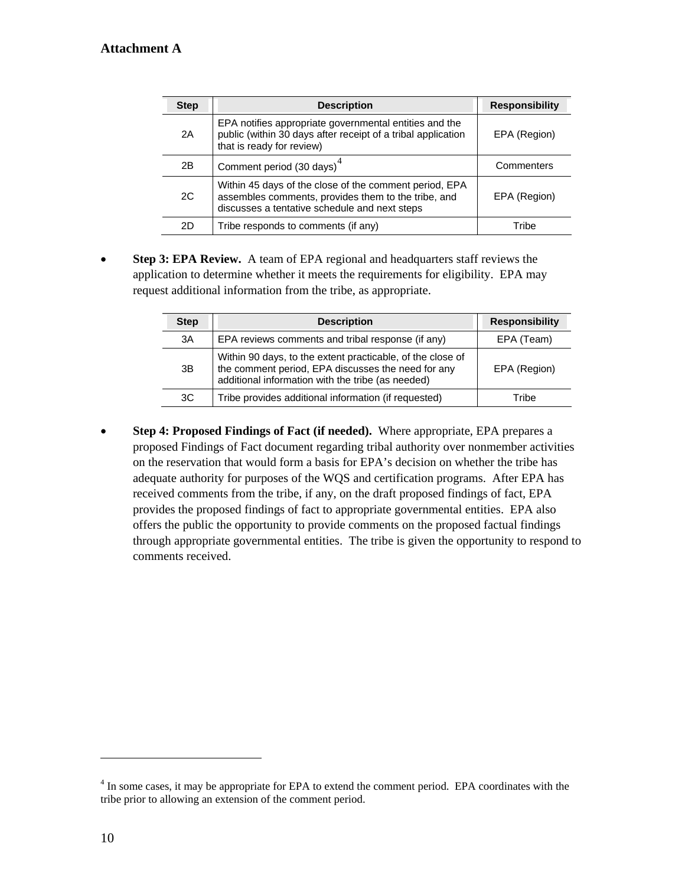**Attachment A**

| Step | Description | Responsibility |
|---|---|---|
| 2A | EPA notifies appropriate governmental entities and the public (within 30 days after receipt of a tribal application that is ready for review) | EPA (Region) |
| 2B | Comment period (30 days)[4] | Commenters |
| 2C | Within 45 days of the close of the comment period, EPA assembles comments, provides them to the tribe, and discusses a tentative schedule and next steps | EPA (Region) |
| 2D | Tribe responds to comments (if any) | Tribe |

- **Step 3: EPA Review.** A team of EPA regional and headquarters staff reviews the application to determine whether it meets the requirements for eligibility. EPA may request additional information from the tribe, as appropriate.

| Step | Description | Responsibility |
|---|---|---|
| 3A | EPA reviews comments and tribal response (if any) | EPA (Team) |
| 3B | Within 90 days, to the extent practicable, of the close of the comment period, EPA discusses the need for any additional information with the tribe (as needed) | EPA (Region) |
| 3C | Tribe provides additional information (if requested) | Tribe |

- **Step 4: Proposed Findings of Fact (if needed).** Where appropriate, EPA prepares a proposed Findings of Fact document regarding tribal authority over nonmember activities on the reservation that would form a basis for EPA's decision on whether the tribe has adequate authority for purposes of the WQS and certification programs. After EPA has received comments from the tribe, if any, on the draft proposed findings of fact, EPA provides the proposed findings of fact to appropriate governmental entities. EPA also offers the public the opportunity to provide comments on the proposed factual findings through appropriate governmental entities. The tribe is given the opportunity to respond to comments received.

[4] In some cases, it may be appropriate for EPA to extend the comment period. EPA coordinates with the tribe prior to allowing an extension of the comment period.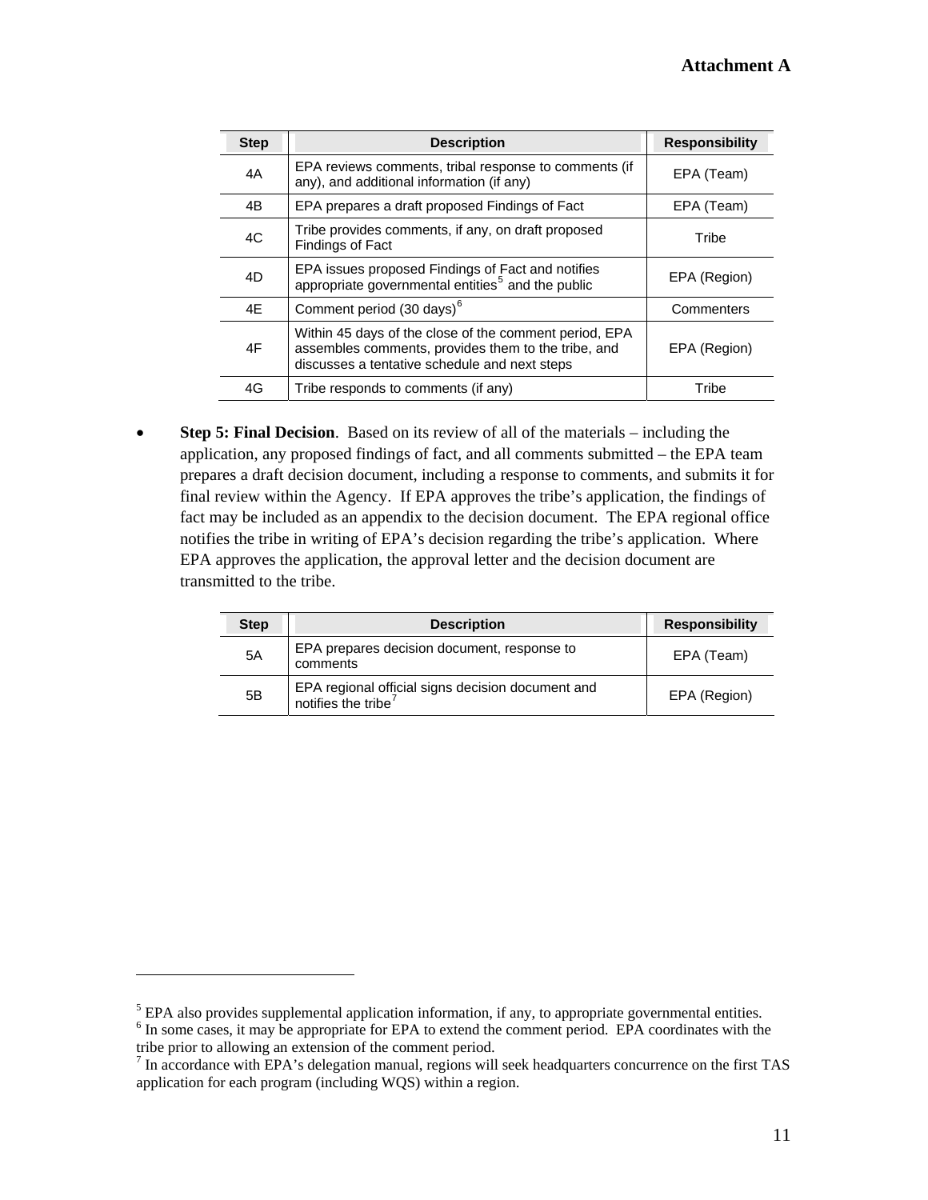| Step | Description | Responsibility |
|---|---|---|
| 4A | EPA reviews comments, tribal response to comments (if any), and additional information (if any) | EPA (Team) |
| 4B | EPA prepares a draft proposed Findings of Fact | EPA (Team) |
| 4C | Tribe provides comments, if any, on draft proposed Findings of Fact | Tribe |
| 4D | EPA issues proposed Findings of Fact and notifies appropriate governmental entities[5] and the public | EPA (Region) |
| 4E | Comment period (30 days)[6] | Commenters |
| 4F | Within 45 days of the close of the comment period, EPA assembles comments, provides them to the tribe, and discusses a tentative schedule and next steps | EPA (Region) |
| 4G | Tribe responds to comments (if any) | Tribe |

- **Step 5: Final Decision**. Based on its review of all of the materials – including the application, any proposed findings of fact, and all comments submitted – the EPA team prepares a draft decision document, including a response to comments, and submits it for final review within the Agency. If EPA approves the tribe's application, the findings of fact may be included as an appendix to the decision document. The EPA regional office notifies the tribe in writing of EPA's decision regarding the tribe's application. Where EPA approves the application, the approval letter and the decision document are transmitted to the tribe.

| Step | Description | Responsibility |
|---|---|---|
| 5A | EPA prepares decision document, response to comments | EPA (Team) |
| 5B | EPA regional official signs decision document and notifies the tribe[7] | EPA (Region) |

---

[5] EPA also provides supplemental application information, if any, to appropriate governmental entities.

[6] In some cases, it may be appropriate for EPA to extend the comment period. EPA coordinates with the tribe prior to allowing an extension of the comment period.

[7] In accordance with EPA's delegation manual, regions will seek headquarters concurrence on the first TAS application for each program (including WQS) within a region.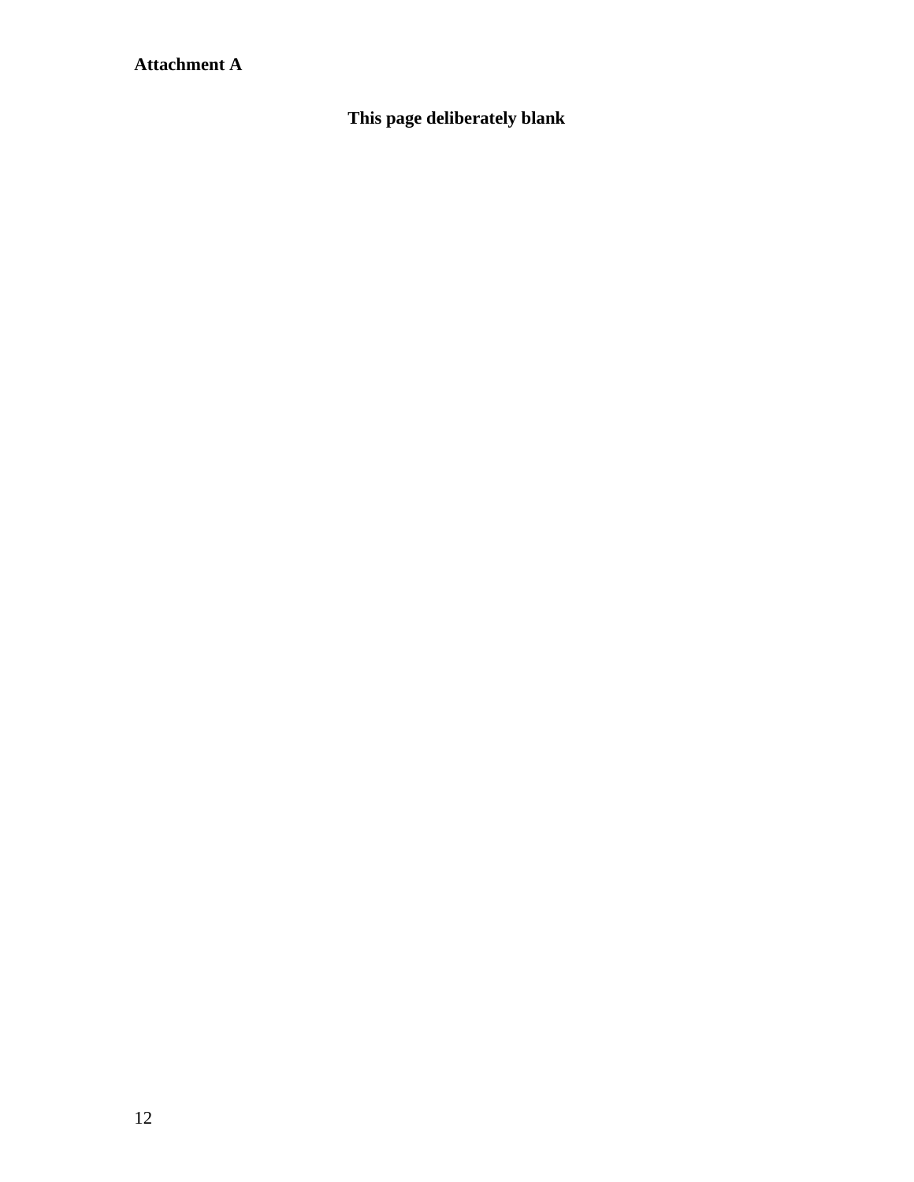**Attachment A**

**This page deliberately blank**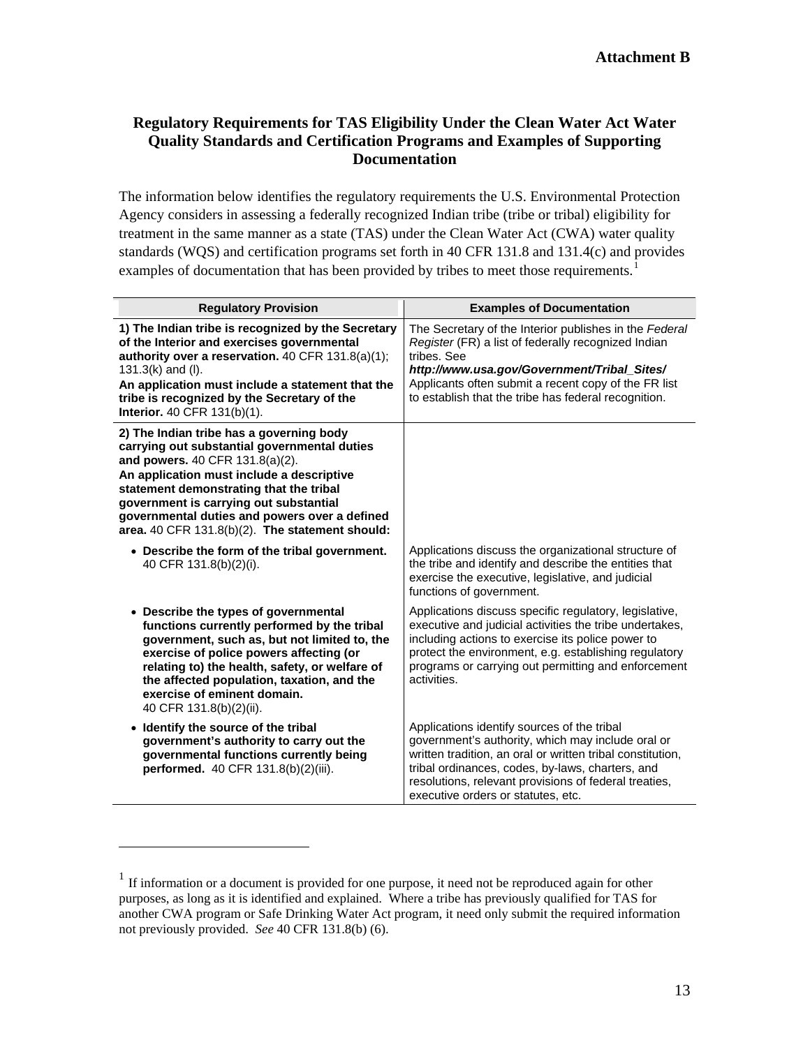**Attachment B**

## Regulatory Requirements for TAS Eligibility Under the Clean Water Act Water Quality Standards and Certification Programs and Examples of Supporting Documentation

The information below identifies the regulatory requirements the U.S. Environmental Protection Agency considers in assessing a federally recognized Indian tribe (tribe or tribal) eligibility for treatment in the same manner as a state (TAS) under the Clean Water Act (CWA) water quality standards (WQS) and certification programs set forth in 40 CFR 131.8 and 131.4(c) and provides examples of documentation that has been provided by tribes to meet those requirements.[1]

| Regulatory Provision | Examples of Documentation |
|---|---|
| **1) The Indian tribe is recognized by the Secretary of the Interior and exercises governmental authority over a reservation.** 40 CFR 131.8(a)(1); 131.3(k) and (l).<br>**An application must include a statement that the tribe is recognized by the Secretary of the Interior.** 40 CFR 131(b)(1). | The Secretary of the Interior publishes in the *Federal Register* (FR) a list of federally recognized Indian tribes. See ***http://www.usa.gov/Government/Tribal_Sites/*** Applicants often submit a recent copy of the FR list to establish that the tribe has federal recognition. |
| **2) The Indian tribe has a governing body carrying out substantial governmental duties and powers.** 40 CFR 131.8(a)(2).<br>**An application must include a descriptive statement demonstrating that the tribal government is carrying out substantial governmental duties and powers over a defined area.** 40 CFR 131.8(b)(2). **The statement should:** | |
| • **Describe the form of the tribal government.** 40 CFR 131.8(b)(2)(i). | Applications discuss the organizational structure of the tribe and identify and describe the entities that exercise the executive, legislative, and judicial functions of government. |
| • **Describe the types of governmental functions currently performed by the tribal government, such as, but not limited to, the exercise of police powers affecting (or relating to) the health, safety, or welfare of the affected population, taxation, and the exercise of eminent domain.** 40 CFR 131.8(b)(2)(ii). | Applications discuss specific regulatory, legislative, executive and judicial activities the tribe undertakes, including actions to exercise its police power to protect the environment, e.g. establishing regulatory programs or carrying out permitting and enforcement activities. |
| • **Identify the source of the tribal government's authority to carry out the governmental functions currently being performed.** 40 CFR 131.8(b)(2)(iii). | Applications identify sources of the tribal government's authority, which may include oral or written tradition, an oral or written tribal constitution, tribal ordinances, codes, by-laws, charters, and resolutions, relevant provisions of federal treaties, executive orders or statutes, etc. |

[1] If information or a document is provided for one purpose, it need not be reproduced again for other purposes, as long as it is identified and explained. Where a tribe has previously qualified for TAS for another CWA program or Safe Drinking Water Act program, it need only submit the required information not previously provided. *See* 40 CFR 131.8(b) (6).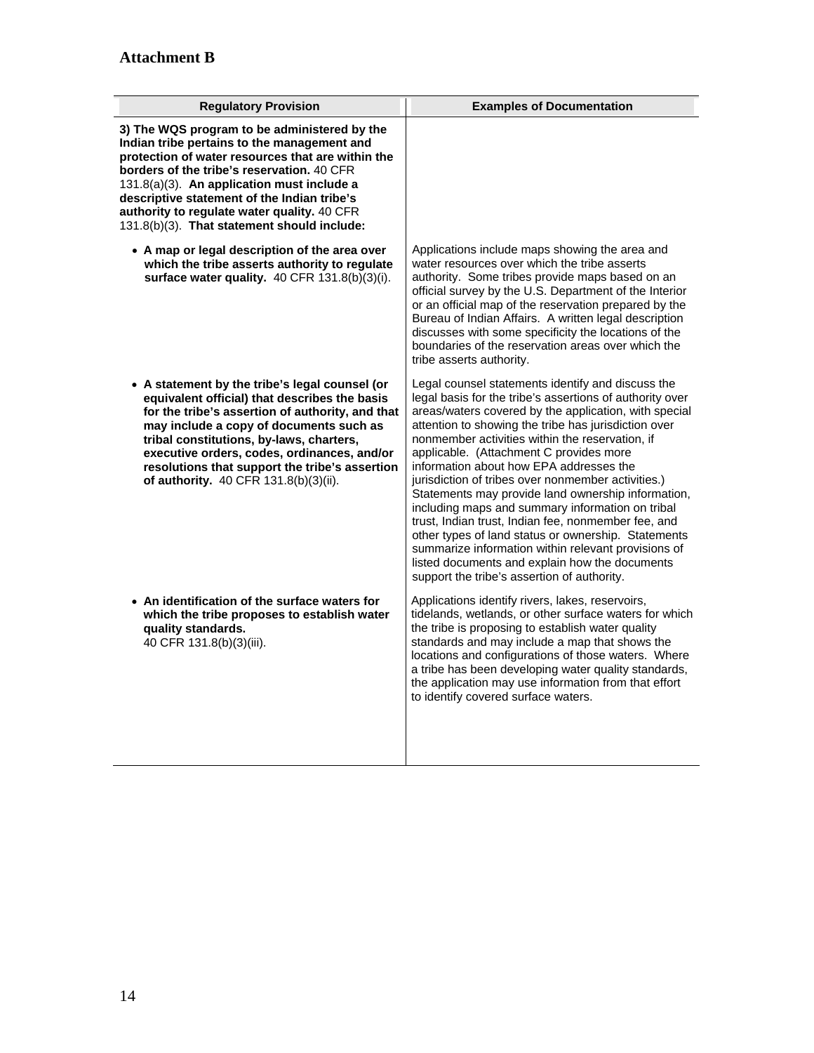## Attachment B

| Regulatory Provision | Examples of Documentation |
|---|---|
| **3) The WQS program to be administered by the Indian tribe pertains to the management and protection of water resources that are within the borders of the tribe's reservation.** 40 CFR 131.8(a)(3). **An application must include a descriptive statement of the Indian tribe's authority to regulate water quality.** 40 CFR 131.8(b)(3). **That statement should include:** | |
| • **A map or legal description of the area over which the tribe asserts authority to regulate surface water quality.** 40 CFR 131.8(b)(3)(i). | Applications include maps showing the area and water resources over which the tribe asserts authority. Some tribes provide maps based on an official survey by the U.S. Department of the Interior or an official map of the reservation prepared by the Bureau of Indian Affairs. A written legal description discusses with some specificity the locations of the boundaries of the reservation areas over which the tribe asserts authority. |
| • **A statement by the tribe's legal counsel (or equivalent official) that describes the basis for the tribe's assertion of authority, and that may include a copy of documents such as tribal constitutions, by-laws, charters, executive orders, codes, ordinances, and/or resolutions that support the tribe's assertion of authority.** 40 CFR 131.8(b)(3)(ii). | Legal counsel statements identify and discuss the legal basis for the tribe's assertions of authority over areas/waters covered by the application, with special attention to showing the tribe has jurisdiction over nonmember activities within the reservation, if applicable. (Attachment C provides more information about how EPA addresses the jurisdiction of tribes over nonmember activities.) Statements may provide land ownership information, including maps and summary information on tribal trust, Indian trust, Indian fee, nonmember fee, and other types of land status or ownership. Statements summarize information within relevant provisions of listed documents and explain how the documents support the tribe's assertion of authority. |
| • **An identification of the surface waters for which the tribe proposes to establish water quality standards.** 40 CFR 131.8(b)(3)(iii). | Applications identify rivers, lakes, reservoirs, tidelands, wetlands, or other surface waters for which the tribe is proposing to establish water quality standards and may include a map that shows the locations and configurations of those waters. Where a tribe has been developing water quality standards, the application may use information from that effort to identify covered surface waters. |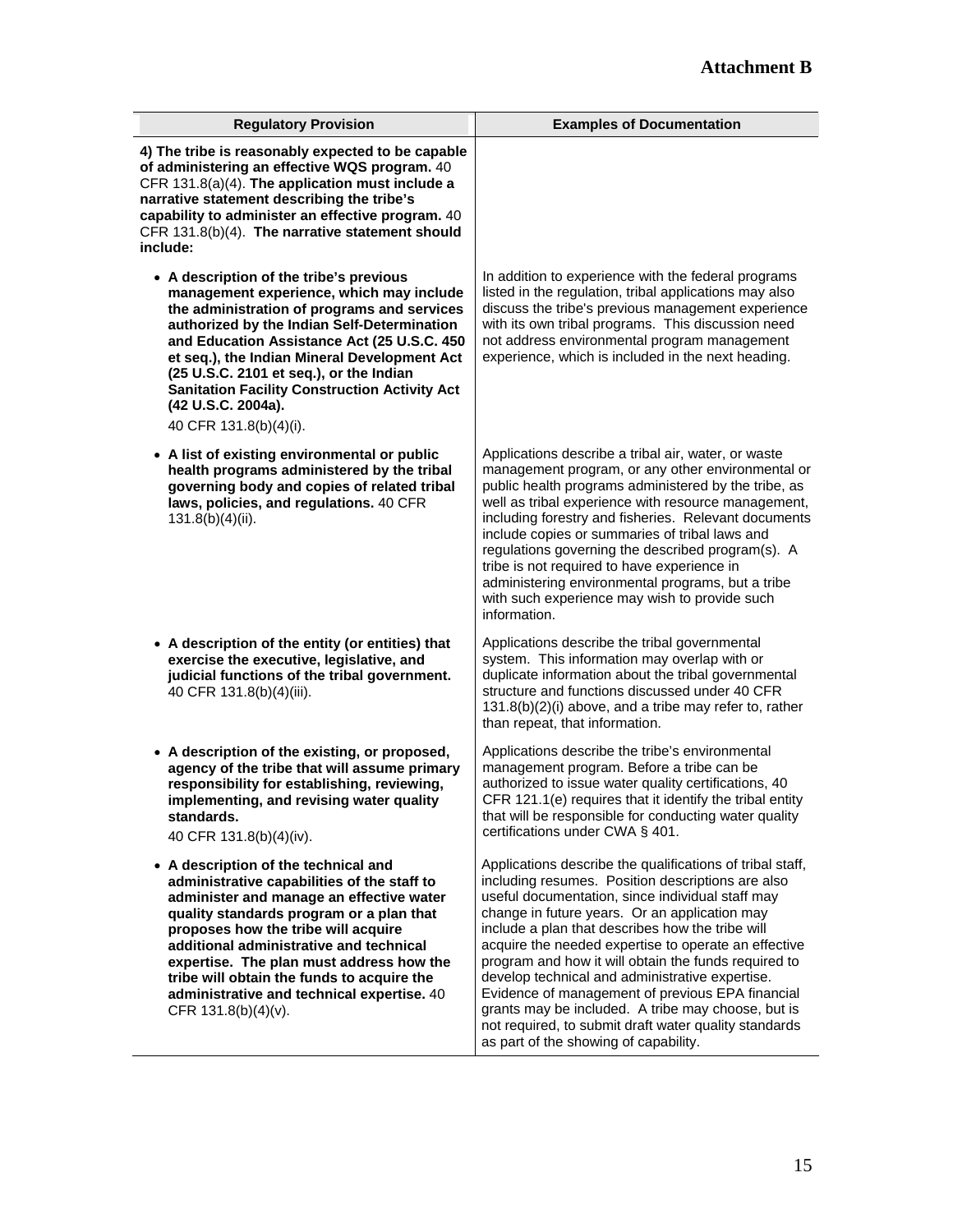# Attachment B

| Regulatory Provision | Examples of Documentation |
|---|---|
| **4) The tribe is reasonably expected to be capable of administering an effective WQS program.** 40 CFR 131.8(a)(4). **The application must include a narrative statement describing the tribe's capability to administer an effective program.** 40 CFR 131.8(b)(4). **The narrative statement should include:** | |
| • **A description of the tribe's previous management experience, which may include the administration of programs and services authorized by the Indian Self-Determination and Education Assistance Act (25 U.S.C. 450 et seq.), the Indian Mineral Development Act (25 U.S.C. 2101 et seq.), or the Indian Sanitation Facility Construction Activity Act (42 U.S.C. 2004a).** 40 CFR 131.8(b)(4)(i). | In addition to experience with the federal programs listed in the regulation, tribal applications may also discuss the tribe's previous management experience with its own tribal programs. This discussion need not address environmental program management experience, which is included in the next heading. |
| • **A list of existing environmental or public health programs administered by the tribal governing body and copies of related tribal laws, policies, and regulations.** 40 CFR 131.8(b)(4)(ii). | Applications describe a tribal air, water, or waste management program, or any other environmental or public health programs administered by the tribe, as well as tribal experience with resource management, including forestry and fisheries. Relevant documents include copies or summaries of tribal laws and regulations governing the described program(s). A tribe is not required to have experience in administering environmental programs, but a tribe with such experience may wish to provide such information. |
| • **A description of the entity (or entities) that exercise the executive, legislative, and judicial functions of the tribal government.** 40 CFR 131.8(b)(4)(iii). | Applications describe the tribal governmental system. This information may overlap with or duplicate information about the tribal governmental structure and functions discussed under 40 CFR 131.8(b)(2)(i) above, and a tribe may refer to, rather than repeat, that information. |
| • **A description of the existing, or proposed, agency of the tribe that will assume primary responsibility for establishing, reviewing, implementing, and revising water quality standards.** 40 CFR 131.8(b)(4)(iv). | Applications describe the tribe's environmental management program. Before a tribe can be authorized to issue water quality certifications, 40 CFR 121.1(e) requires that it identify the tribal entity that will be responsible for conducting water quality certifications under CWA § 401. |
| • **A description of the technical and administrative capabilities of the staff to administer and manage an effective water quality standards program or a plan that proposes how the tribe will acquire additional administrative and technical expertise. The plan must address how the tribe will obtain the funds to acquire the administrative and technical expertise.** 40 CFR 131.8(b)(4)(v). | Applications describe the qualifications of tribal staff, including resumes. Position descriptions are also useful documentation, since individual staff may change in future years. Or an application may include a plan that describes how the tribe will acquire the needed expertise to operate an effective program and how it will obtain the funds required to develop technical and administrative expertise. Evidence of management of previous EPA financial grants may be included. A tribe may choose, but is not required, to submit draft water quality standards as part of the showing of capability. |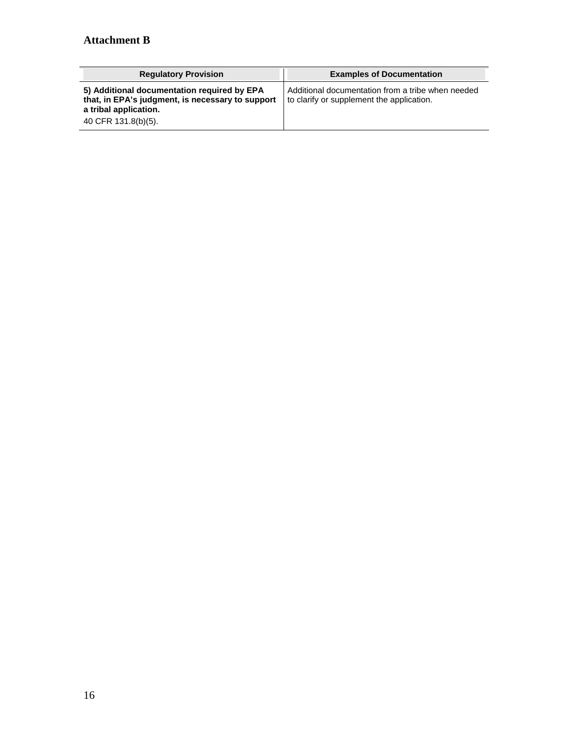## Attachment B

| Regulatory Provision | Examples of Documentation |
|---|---|
| **5) Additional documentation required by EPA that, in EPA's judgment, is necessary to support a tribal application.** 40 CFR 131.8(b)(5). | Additional documentation from a tribe when needed to clarify or supplement the application. |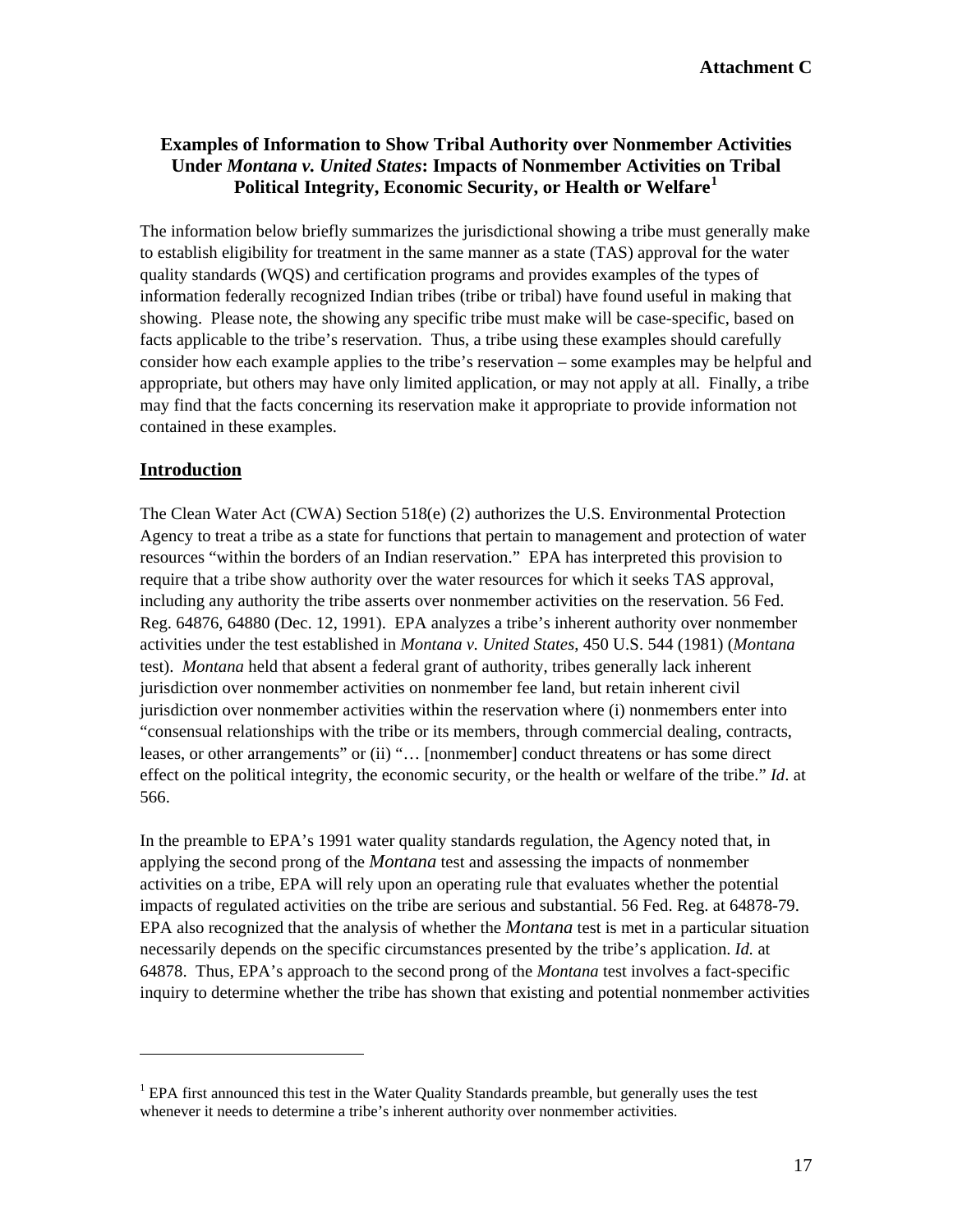**Attachment C**

**Examples of Information to Show Tribal Authority over Nonmember Activities Under *Montana v. United States*: Impacts of Nonmember Activities on Tribal Political Integrity, Economic Security, or Health or Welfare[1]**

The information below briefly summarizes the jurisdictional showing a tribe must generally make to establish eligibility for treatment in the same manner as a state (TAS) approval for the water quality standards (WQS) and certification programs and provides examples of the types of information federally recognized Indian tribes (tribe or tribal) have found useful in making that showing. Please note, the showing any specific tribe must make will be case-specific, based on facts applicable to the tribe's reservation. Thus, a tribe using these examples should carefully consider how each example applies to the tribe's reservation – some examples may be helpful and appropriate, but others may have only limited application, or may not apply at all. Finally, a tribe may find that the facts concerning its reservation make it appropriate to provide information not contained in these examples.

## Introduction

The Clean Water Act (CWA) Section 518(e) (2) authorizes the U.S. Environmental Protection Agency to treat a tribe as a state for functions that pertain to management and protection of water resources "within the borders of an Indian reservation." EPA has interpreted this provision to require that a tribe show authority over the water resources for which it seeks TAS approval, including any authority the tribe asserts over nonmember activities on the reservation. 56 Fed. Reg. 64876, 64880 (Dec. 12, 1991). EPA analyzes a tribe's inherent authority over nonmember activities under the test established in *Montana v. United States*, 450 U.S. 544 (1981) (*Montana* test). *Montana* held that absent a federal grant of authority, tribes generally lack inherent jurisdiction over nonmember activities on nonmember fee land, but retain inherent civil jurisdiction over nonmember activities within the reservation where (i) nonmembers enter into "consensual relationships with the tribe or its members, through commercial dealing, contracts, leases, or other arrangements" or (ii) "… [nonmember] conduct threatens or has some direct effect on the political integrity, the economic security, or the health or welfare of the tribe." *Id*. at 566.

In the preamble to EPA's 1991 water quality standards regulation, the Agency noted that, in applying the second prong of the *Montana* test and assessing the impacts of nonmember activities on a tribe, EPA will rely upon an operating rule that evaluates whether the potential impacts of regulated activities on the tribe are serious and substantial. 56 Fed. Reg. at 64878-79. EPA also recognized that the analysis of whether the *Montana* test is met in a particular situation necessarily depends on the specific circumstances presented by the tribe's application. *Id.* at 64878. Thus, EPA's approach to the second prong of the *Montana* test involves a fact-specific inquiry to determine whether the tribe has shown that existing and potential nonmember activities

---

[1] EPA first announced this test in the Water Quality Standards preamble, but generally uses the test whenever it needs to determine a tribe's inherent authority over nonmember activities.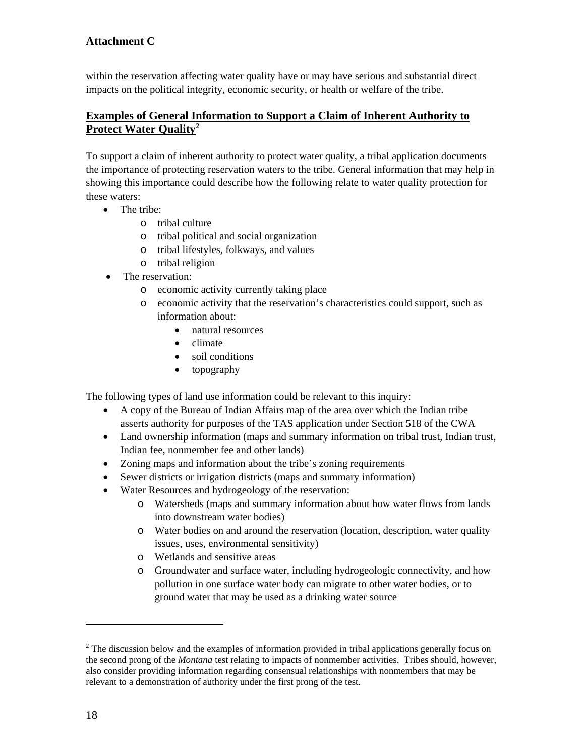**Attachment C**

within the reservation affecting water quality have or may have serious and substantial direct impacts on the political integrity, economic security, or health or welfare of the tribe.

## Examples of General Information to Support a Claim of Inherent Authority to Protect Water Quality[2]

To support a claim of inherent authority to protect water quality, a tribal application documents the importance of protecting reservation waters to the tribe. General information that may help in showing this importance could describe how the following relate to water quality protection for these waters:

- The tribe:
  - tribal culture
  - tribal political and social organization
  - tribal lifestyles, folkways, and values
  - tribal religion
- The reservation:
  - economic activity currently taking place
  - economic activity that the reservation's characteristics could support, such as information about:
    - natural resources
    - climate
    - soil conditions
    - topography

The following types of land use information could be relevant to this inquiry:

- A copy of the Bureau of Indian Affairs map of the area over which the Indian tribe asserts authority for purposes of the TAS application under Section 518 of the CWA
- Land ownership information (maps and summary information on tribal trust, Indian trust, Indian fee, nonmember fee and other lands)
- Zoning maps and information about the tribe's zoning requirements
- Sewer districts or irrigation districts (maps and summary information)
- Water Resources and hydrogeology of the reservation:
  - Watersheds (maps and summary information about how water flows from lands into downstream water bodies)
  - Water bodies on and around the reservation (location, description, water quality issues, uses, environmental sensitivity)
  - Wetlands and sensitive areas
  - Groundwater and surface water, including hydrogeologic connectivity, and how pollution in one surface water body can migrate to other water bodies, or to ground water that may be used as a drinking water source

---

[2] The discussion below and the examples of information provided in tribal applications generally focus on the second prong of the *Montana* test relating to impacts of nonmember activities. Tribes should, however, also consider providing information regarding consensual relationships with nonmembers that may be relevant to a demonstration of authority under the first prong of the test.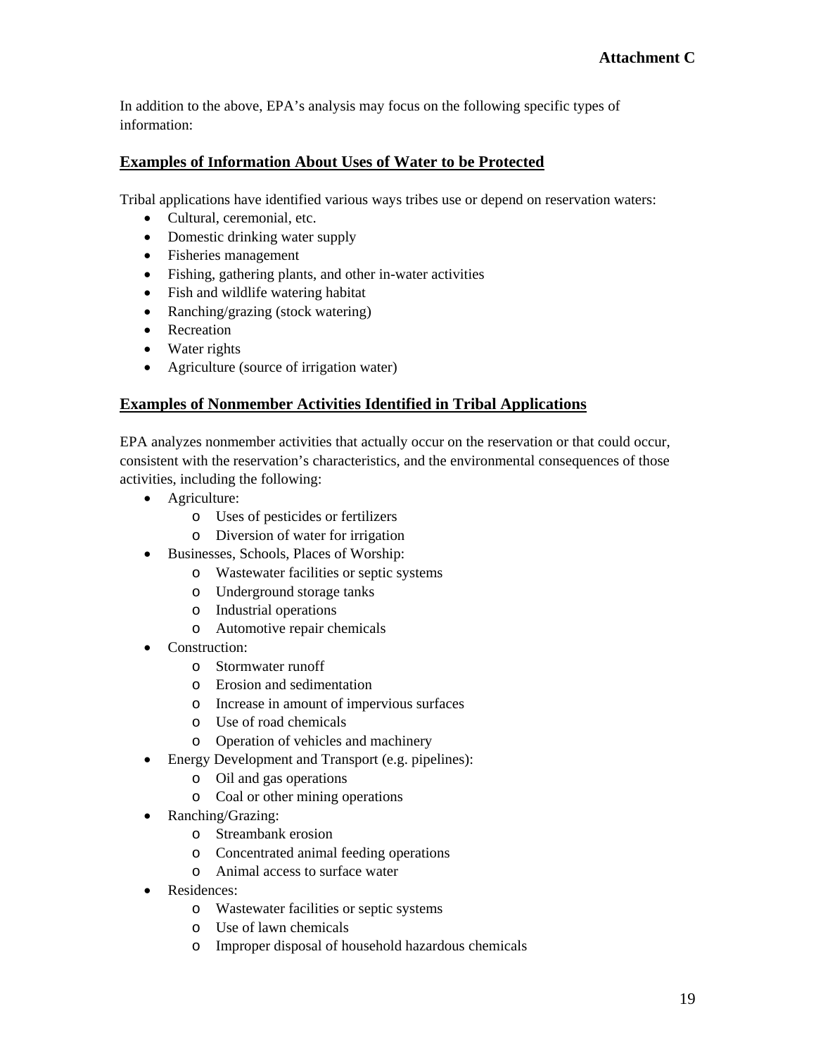**Attachment C**

In addition to the above, EPA's analysis may focus on the following specific types of information:

## Examples of Information About Uses of Water to be Protected

Tribal applications have identified various ways tribes use or depend on reservation waters:

- Cultural, ceremonial, etc.
- Domestic drinking water supply
- Fisheries management
- Fishing, gathering plants, and other in-water activities
- Fish and wildlife watering habitat
- Ranching/grazing (stock watering)
- Recreation
- Water rights
- Agriculture (source of irrigation water)

## Examples of Nonmember Activities Identified in Tribal Applications

EPA analyzes nonmember activities that actually occur on the reservation or that could occur, consistent with the reservation's characteristics, and the environmental consequences of those activities, including the following:

- Agriculture:
  - Uses of pesticides or fertilizers
  - Diversion of water for irrigation
- Businesses, Schools, Places of Worship:
  - Wastewater facilities or septic systems
  - Underground storage tanks
  - Industrial operations
  - Automotive repair chemicals
- Construction:
  - Stormwater runoff
  - Erosion and sedimentation
  - Increase in amount of impervious surfaces
  - Use of road chemicals
  - Operation of vehicles and machinery
- Energy Development and Transport (e.g. pipelines):
  - Oil and gas operations
  - Coal or other mining operations
- Ranching/Grazing:
  - Streambank erosion
  - Concentrated animal feeding operations
  - Animal access to surface water
- Residences:
  - Wastewater facilities or septic systems
  - Use of lawn chemicals
  - Improper disposal of household hazardous chemicals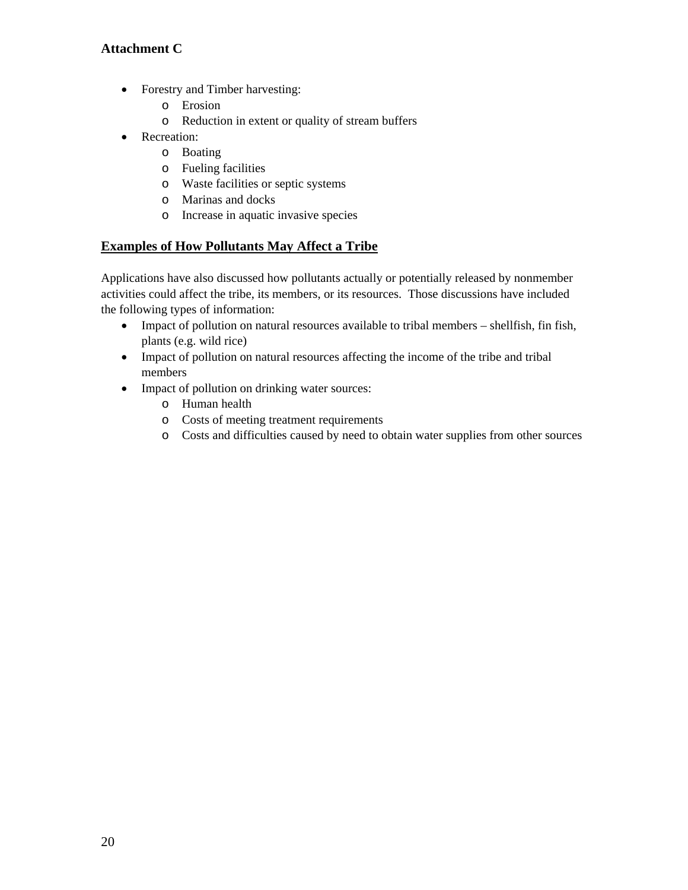**Attachment C**

- Forestry and Timber harvesting:
  - Erosion
  - Reduction in extent or quality of stream buffers
- Recreation:
  - Boating
  - Fueling facilities
  - Waste facilities or septic systems
  - Marinas and docks
  - Increase in aquatic invasive species

**Examples of How Pollutants May Affect a Tribe**

Applications have also discussed how pollutants actually or potentially released by nonmember activities could affect the tribe, its members, or its resources. Those discussions have included the following types of information:

- Impact of pollution on natural resources available to tribal members – shellfish, fin fish, plants (e.g. wild rice)
- Impact of pollution on natural resources affecting the income of the tribe and tribal members
- Impact of pollution on drinking water sources:
  - Human health
  - Costs of meeting treatment requirements
  - Costs and difficulties caused by need to obtain water supplies from other sources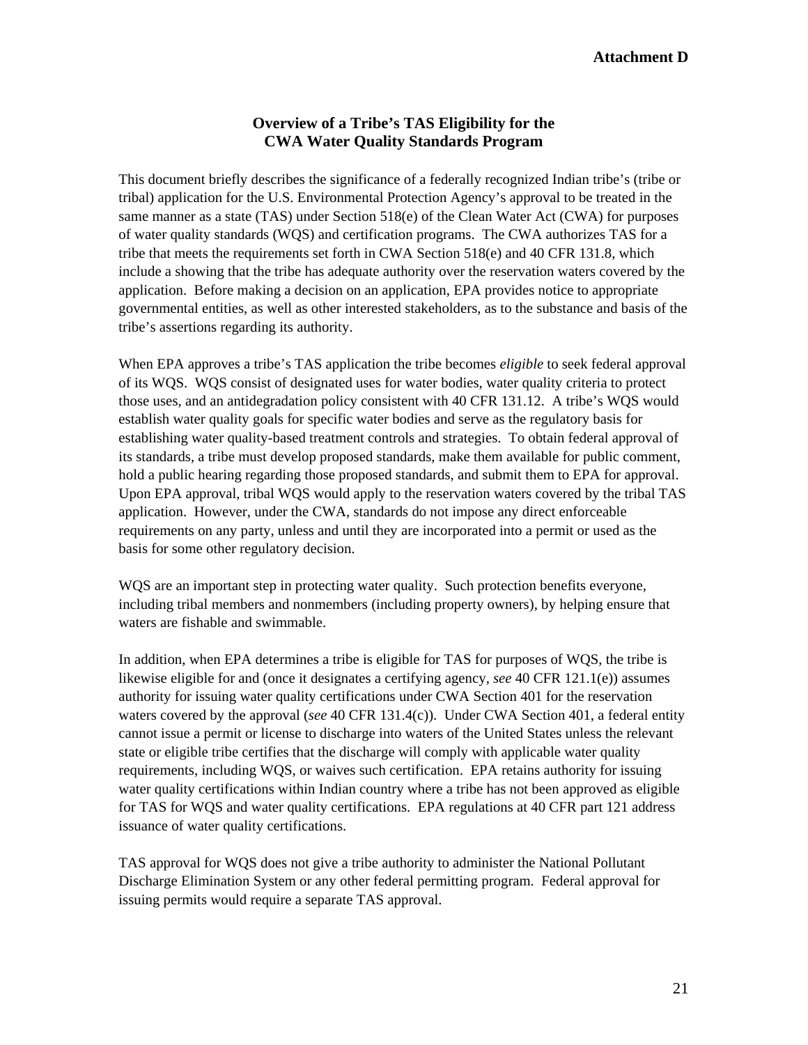**Attachment D**

## Overview of a Tribe's TAS Eligibility for the CWA Water Quality Standards Program

This document briefly describes the significance of a federally recognized Indian tribe's (tribe or tribal) application for the U.S. Environmental Protection Agency's approval to be treated in the same manner as a state (TAS) under Section 518(e) of the Clean Water Act (CWA) for purposes of water quality standards (WQS) and certification programs. The CWA authorizes TAS for a tribe that meets the requirements set forth in CWA Section 518(e) and 40 CFR 131.8, which include a showing that the tribe has adequate authority over the reservation waters covered by the application. Before making a decision on an application, EPA provides notice to appropriate governmental entities, as well as other interested stakeholders, as to the substance and basis of the tribe's assertions regarding its authority.

When EPA approves a tribe's TAS application the tribe becomes *eligible* to seek federal approval of its WQS. WQS consist of designated uses for water bodies, water quality criteria to protect those uses, and an antidegradation policy consistent with 40 CFR 131.12. A tribe's WQS would establish water quality goals for specific water bodies and serve as the regulatory basis for establishing water quality-based treatment controls and strategies. To obtain federal approval of its standards, a tribe must develop proposed standards, make them available for public comment, hold a public hearing regarding those proposed standards, and submit them to EPA for approval. Upon EPA approval, tribal WQS would apply to the reservation waters covered by the tribal TAS application. However, under the CWA, standards do not impose any direct enforceable requirements on any party, unless and until they are incorporated into a permit or used as the basis for some other regulatory decision.

WQS are an important step in protecting water quality. Such protection benefits everyone, including tribal members and nonmembers (including property owners), by helping ensure that waters are fishable and swimmable.

In addition, when EPA determines a tribe is eligible for TAS for purposes of WQS, the tribe is likewise eligible for and (once it designates a certifying agency, *see* 40 CFR 121.1(e)) assumes authority for issuing water quality certifications under CWA Section 401 for the reservation waters covered by the approval (*see* 40 CFR 131.4(c)). Under CWA Section 401, a federal entity cannot issue a permit or license to discharge into waters of the United States unless the relevant state or eligible tribe certifies that the discharge will comply with applicable water quality requirements, including WQS, or waives such certification. EPA retains authority for issuing water quality certifications within Indian country where a tribe has not been approved as eligible for TAS for WQS and water quality certifications. EPA regulations at 40 CFR part 121 address issuance of water quality certifications.

TAS approval for WQS does not give a tribe authority to administer the National Pollutant Discharge Elimination System or any other federal permitting program. Federal approval for issuing permits would require a separate TAS approval.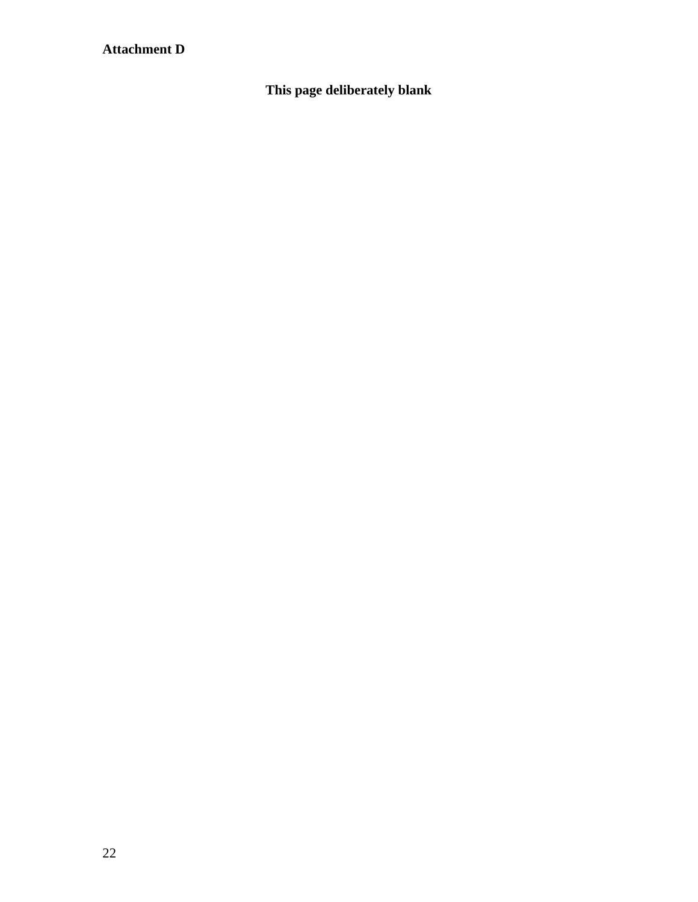**Attachment D**

**This page deliberately blank**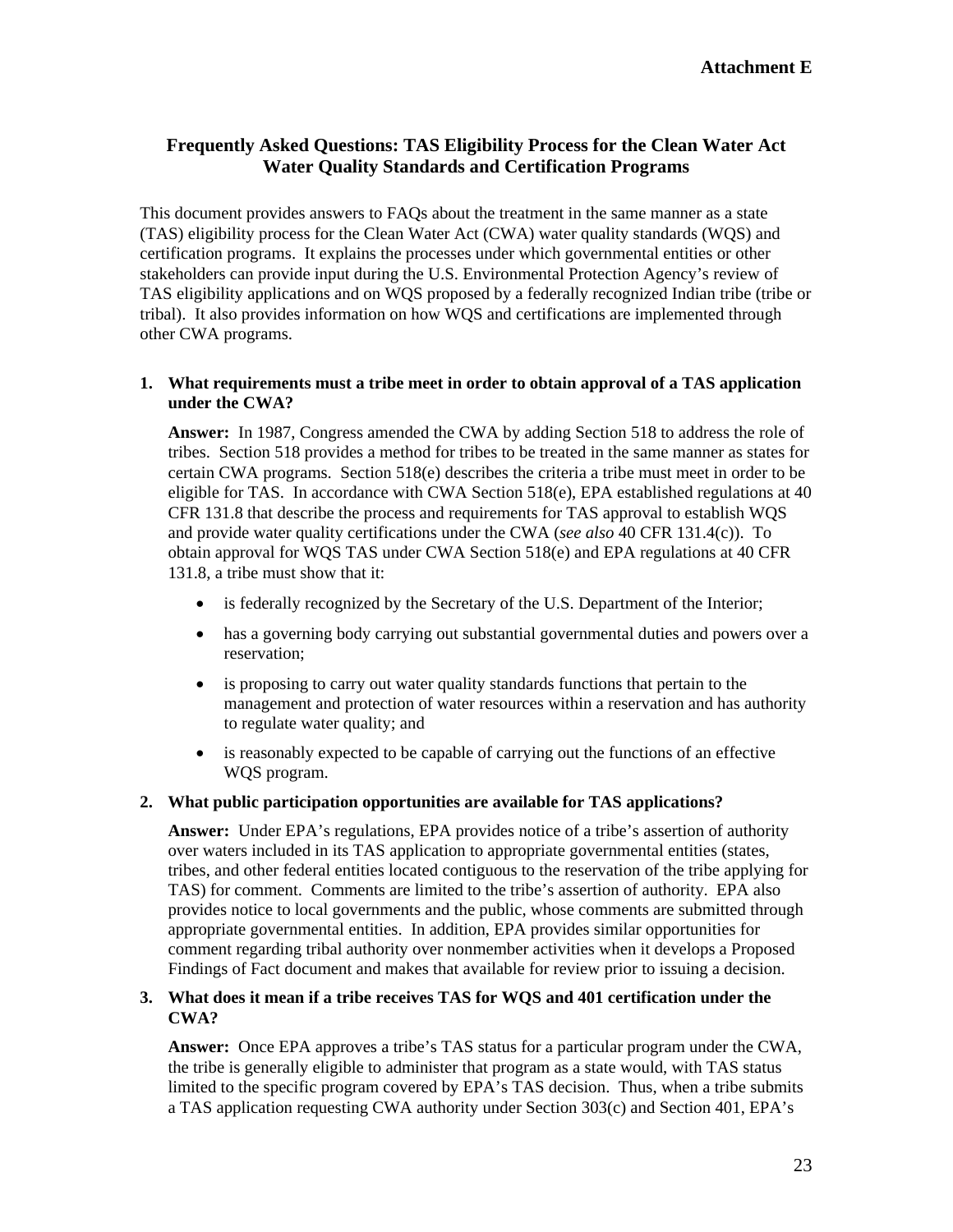**Attachment E**

## Frequently Asked Questions: TAS Eligibility Process for the Clean Water Act Water Quality Standards and Certification Programs

This document provides answers to FAQs about the treatment in the same manner as a state (TAS) eligibility process for the Clean Water Act (CWA) water quality standards (WQS) and certification programs. It explains the processes under which governmental entities or other stakeholders can provide input during the U.S. Environmental Protection Agency's review of TAS eligibility applications and on WQS proposed by a federally recognized Indian tribe (tribe or tribal). It also provides information on how WQS and certifications are implemented through other CWA programs.

**1. What requirements must a tribe meet in order to obtain approval of a TAS application under the CWA?**

**Answer:** In 1987, Congress amended the CWA by adding Section 518 to address the role of tribes. Section 518 provides a method for tribes to be treated in the same manner as states for certain CWA programs. Section 518(e) describes the criteria a tribe must meet in order to be eligible for TAS. In accordance with CWA Section 518(e), EPA established regulations at 40 CFR 131.8 that describe the process and requirements for TAS approval to establish WQS and provide water quality certifications under the CWA (*see also* 40 CFR 131.4(c)). To obtain approval for WQS TAS under CWA Section 518(e) and EPA regulations at 40 CFR 131.8, a tribe must show that it:

- is federally recognized by the Secretary of the U.S. Department of the Interior;
- has a governing body carrying out substantial governmental duties and powers over a reservation;
- is proposing to carry out water quality standards functions that pertain to the management and protection of water resources within a reservation and has authority to regulate water quality; and
- is reasonably expected to be capable of carrying out the functions of an effective WQS program.

**2. What public participation opportunities are available for TAS applications?**

**Answer:** Under EPA's regulations, EPA provides notice of a tribe's assertion of authority over waters included in its TAS application to appropriate governmental entities (states, tribes, and other federal entities located contiguous to the reservation of the tribe applying for TAS) for comment. Comments are limited to the tribe's assertion of authority. EPA also provides notice to local governments and the public, whose comments are submitted through appropriate governmental entities. In addition, EPA provides similar opportunities for comment regarding tribal authority over nonmember activities when it develops a Proposed Findings of Fact document and makes that available for review prior to issuing a decision.

**3. What does it mean if a tribe receives TAS for WQS and 401 certification under the CWA?**

**Answer:** Once EPA approves a tribe's TAS status for a particular program under the CWA, the tribe is generally eligible to administer that program as a state would, with TAS status limited to the specific program covered by EPA's TAS decision. Thus, when a tribe submits a TAS application requesting CWA authority under Section 303(c) and Section 401, EPA's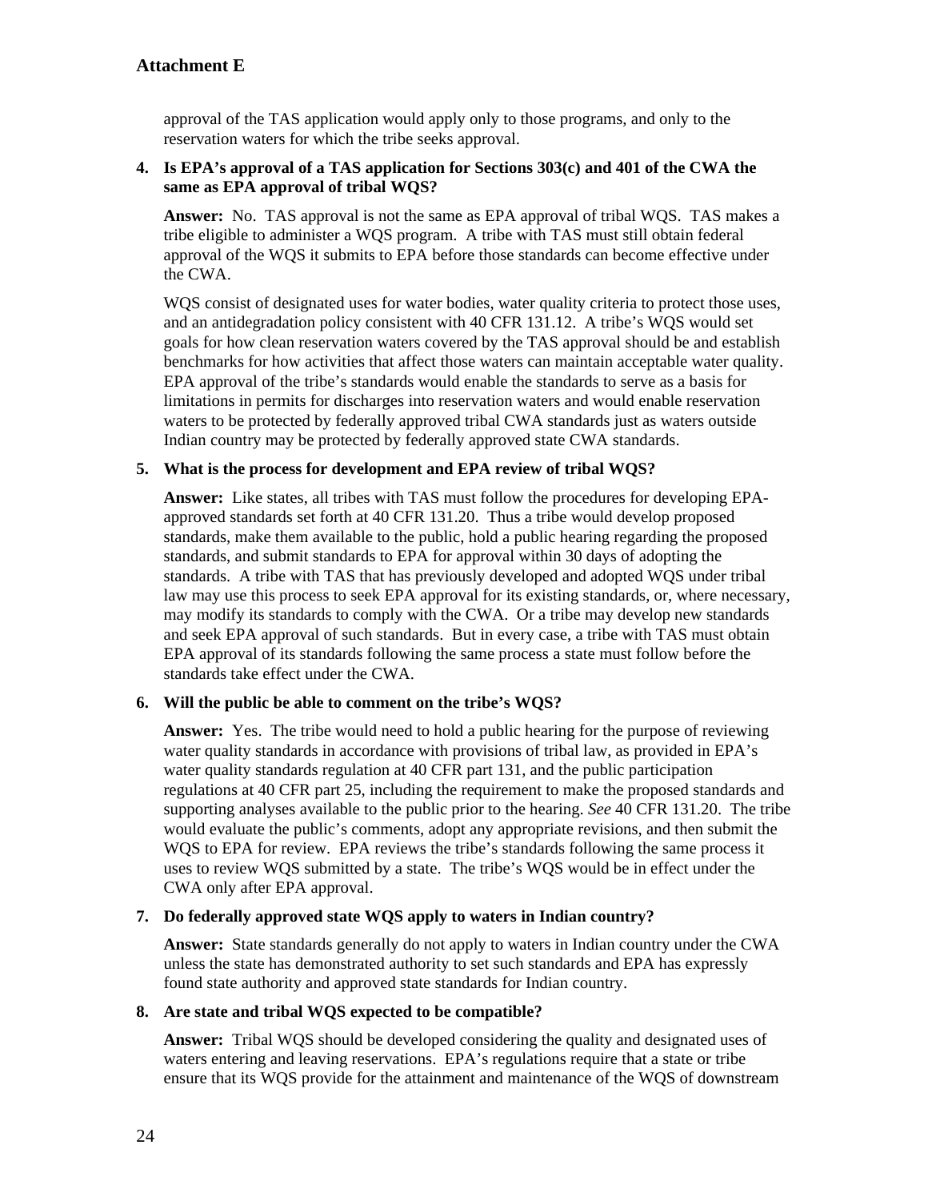approval of the TAS application would apply only to those programs, and only to the reservation waters for which the tribe seeks approval.

**4. Is EPA's approval of a TAS application for Sections 303(c) and 401 of the CWA the same as EPA approval of tribal WQS?**

**Answer:** No. TAS approval is not the same as EPA approval of tribal WQS. TAS makes a tribe eligible to administer a WQS program. A tribe with TAS must still obtain federal approval of the WQS it submits to EPA before those standards can become effective under the CWA.

WQS consist of designated uses for water bodies, water quality criteria to protect those uses, and an antidegradation policy consistent with 40 CFR 131.12. A tribe's WQS would set goals for how clean reservation waters covered by the TAS approval should be and establish benchmarks for how activities that affect those waters can maintain acceptable water quality. EPA approval of the tribe's standards would enable the standards to serve as a basis for limitations in permits for discharges into reservation waters and would enable reservation waters to be protected by federally approved tribal CWA standards just as waters outside Indian country may be protected by federally approved state CWA standards.

**5. What is the process for development and EPA review of tribal WQS?**

**Answer:** Like states, all tribes with TAS must follow the procedures for developing EPA-approved standards set forth at 40 CFR 131.20. Thus a tribe would develop proposed standards, make them available to the public, hold a public hearing regarding the proposed standards, and submit standards to EPA for approval within 30 days of adopting the standards. A tribe with TAS that has previously developed and adopted WQS under tribal law may use this process to seek EPA approval for its existing standards, or, where necessary, may modify its standards to comply with the CWA. Or a tribe may develop new standards and seek EPA approval of such standards. But in every case, a tribe with TAS must obtain EPA approval of its standards following the same process a state must follow before the standards take effect under the CWA.

**6. Will the public be able to comment on the tribe's WQS?**

**Answer:** Yes. The tribe would need to hold a public hearing for the purpose of reviewing water quality standards in accordance with provisions of tribal law, as provided in EPA's water quality standards regulation at 40 CFR part 131, and the public participation regulations at 40 CFR part 25, including the requirement to make the proposed standards and supporting analyses available to the public prior to the hearing. *See* 40 CFR 131.20. The tribe would evaluate the public's comments, adopt any appropriate revisions, and then submit the WQS to EPA for review. EPA reviews the tribe's standards following the same process it uses to review WQS submitted by a state. The tribe's WQS would be in effect under the CWA only after EPA approval.

**7. Do federally approved state WQS apply to waters in Indian country?**

**Answer:** State standards generally do not apply to waters in Indian country under the CWA unless the state has demonstrated authority to set such standards and EPA has expressly found state authority and approved state standards for Indian country.

**8. Are state and tribal WQS expected to be compatible?**

**Answer:** Tribal WQS should be developed considering the quality and designated uses of waters entering and leaving reservations. EPA's regulations require that a state or tribe ensure that its WQS provide for the attainment and maintenance of the WQS of downstream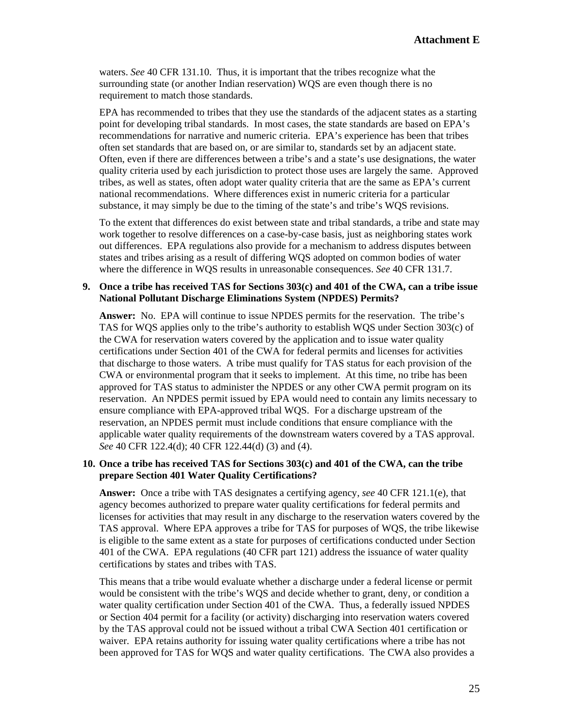waters. *See* 40 CFR 131.10. Thus, it is important that the tribes recognize what the surrounding state (or another Indian reservation) WQS are even though there is no requirement to match those standards.

EPA has recommended to tribes that they use the standards of the adjacent states as a starting point for developing tribal standards. In most cases, the state standards are based on EPA's recommendations for narrative and numeric criteria. EPA's experience has been that tribes often set standards that are based on, or are similar to, standards set by an adjacent state. Often, even if there are differences between a tribe's and a state's use designations, the water quality criteria used by each jurisdiction to protect those uses are largely the same. Approved tribes, as well as states, often adopt water quality criteria that are the same as EPA's current national recommendations. Where differences exist in numeric criteria for a particular substance, it may simply be due to the timing of the state's and tribe's WQS revisions.

To the extent that differences do exist between state and tribal standards, a tribe and state may work together to resolve differences on a case-by-case basis, just as neighboring states work out differences. EPA regulations also provide for a mechanism to address disputes between states and tribes arising as a result of differing WQS adopted on common bodies of water where the difference in WQS results in unreasonable consequences. *See* 40 CFR 131.7.

**9. Once a tribe has received TAS for Sections 303(c) and 401 of the CWA, can a tribe issue National Pollutant Discharge Eliminations System (NPDES) Permits?**

**Answer:** No. EPA will continue to issue NPDES permits for the reservation. The tribe's TAS for WQS applies only to the tribe's authority to establish WQS under Section 303(c) of the CWA for reservation waters covered by the application and to issue water quality certifications under Section 401 of the CWA for federal permits and licenses for activities that discharge to those waters. A tribe must qualify for TAS status for each provision of the CWA or environmental program that it seeks to implement. At this time, no tribe has been approved for TAS status to administer the NPDES or any other CWA permit program on its reservation. An NPDES permit issued by EPA would need to contain any limits necessary to ensure compliance with EPA-approved tribal WQS. For a discharge upstream of the reservation, an NPDES permit must include conditions that ensure compliance with the applicable water quality requirements of the downstream waters covered by a TAS approval. *See* 40 CFR 122.4(d); 40 CFR 122.44(d) (3) and (4).

**10. Once a tribe has received TAS for Sections 303(c) and 401 of the CWA, can the tribe prepare Section 401 Water Quality Certifications?**

**Answer:** Once a tribe with TAS designates a certifying agency, *see* 40 CFR 121.1(e), that agency becomes authorized to prepare water quality certifications for federal permits and licenses for activities that may result in any discharge to the reservation waters covered by the TAS approval. Where EPA approves a tribe for TAS for purposes of WQS, the tribe likewise is eligible to the same extent as a state for purposes of certifications conducted under Section 401 of the CWA. EPA regulations (40 CFR part 121) address the issuance of water quality certifications by states and tribes with TAS.

This means that a tribe would evaluate whether a discharge under a federal license or permit would be consistent with the tribe's WQS and decide whether to grant, deny, or condition a water quality certification under Section 401 of the CWA. Thus, a federally issued NPDES or Section 404 permit for a facility (or activity) discharging into reservation waters covered by the TAS approval could not be issued without a tribal CWA Section 401 certification or waiver. EPA retains authority for issuing water quality certifications where a tribe has not been approved for TAS for WQS and water quality certifications. The CWA also provides a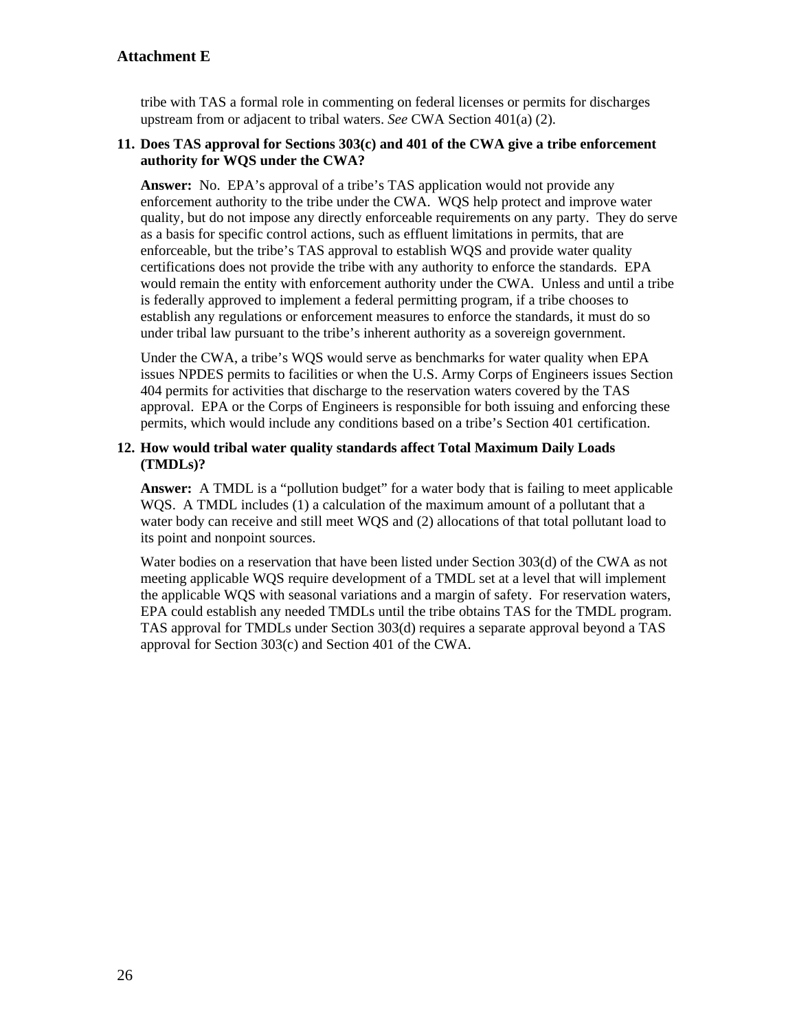tribe with TAS a formal role in commenting on federal licenses or permits for discharges upstream from or adjacent to tribal waters. *See* CWA Section 401(a) (2).

**11. Does TAS approval for Sections 303(c) and 401 of the CWA give a tribe enforcement authority for WQS under the CWA?**

**Answer:** No. EPA's approval of a tribe's TAS application would not provide any enforcement authority to the tribe under the CWA. WQS help protect and improve water quality, but do not impose any directly enforceable requirements on any party. They do serve as a basis for specific control actions, such as effluent limitations in permits, that are enforceable, but the tribe's TAS approval to establish WQS and provide water quality certifications does not provide the tribe with any authority to enforce the standards. EPA would remain the entity with enforcement authority under the CWA. Unless and until a tribe is federally approved to implement a federal permitting program, if a tribe chooses to establish any regulations or enforcement measures to enforce the standards, it must do so under tribal law pursuant to the tribe's inherent authority as a sovereign government.

Under the CWA, a tribe's WQS would serve as benchmarks for water quality when EPA issues NPDES permits to facilities or when the U.S. Army Corps of Engineers issues Section 404 permits for activities that discharge to the reservation waters covered by the TAS approval. EPA or the Corps of Engineers is responsible for both issuing and enforcing these permits, which would include any conditions based on a tribe's Section 401 certification.

**12. How would tribal water quality standards affect Total Maximum Daily Loads (TMDLs)?**

**Answer:** A TMDL is a "pollution budget" for a water body that is failing to meet applicable WQS. A TMDL includes (1) a calculation of the maximum amount of a pollutant that a water body can receive and still meet WQS and (2) allocations of that total pollutant load to its point and nonpoint sources.

Water bodies on a reservation that have been listed under Section 303(d) of the CWA as not meeting applicable WQS require development of a TMDL set at a level that will implement the applicable WQS with seasonal variations and a margin of safety. For reservation waters, EPA could establish any needed TMDLs until the tribe obtains TAS for the TMDL program. TAS approval for TMDLs under Section 303(d) requires a separate approval beyond a TAS approval for Section 303(c) and Section 401 of the CWA.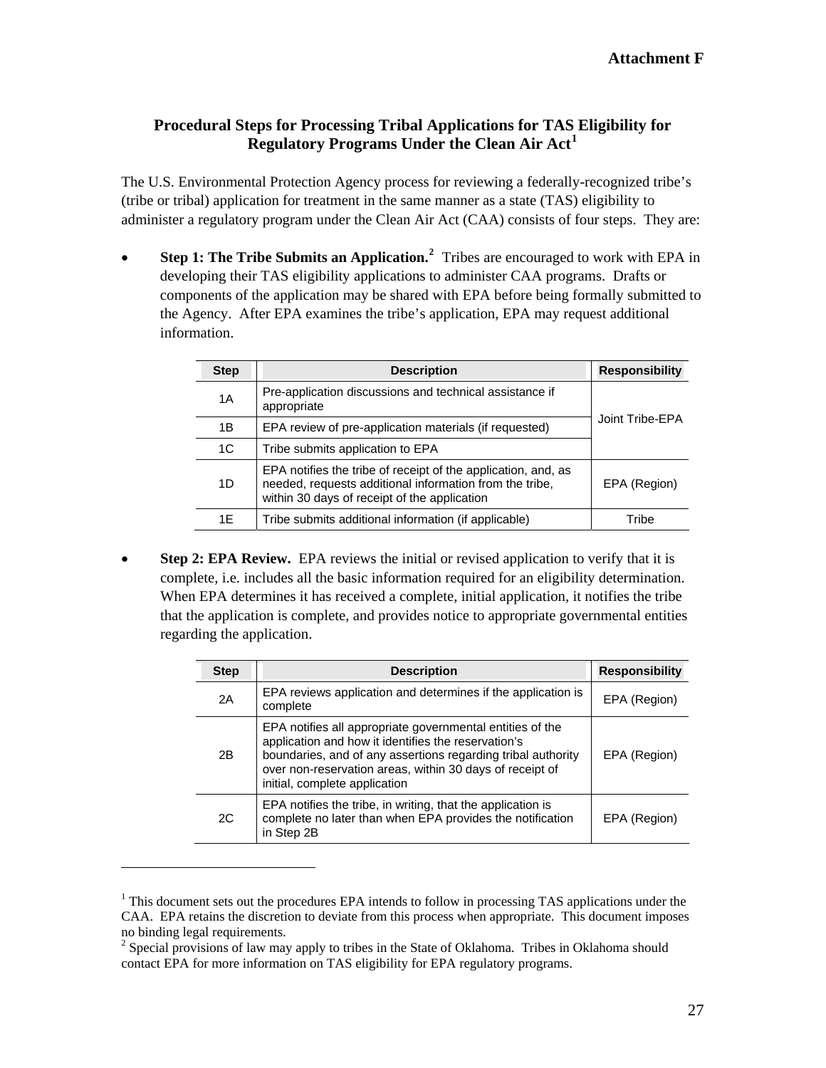**Attachment F**

## Procedural Steps for Processing Tribal Applications for TAS Eligibility for Regulatory Programs Under the Clean Air Act[1]

The U.S. Environmental Protection Agency process for reviewing a federally-recognized tribe's (tribe or tribal) application for treatment in the same manner as a state (TAS) eligibility to administer a regulatory program under the Clean Air Act (CAA) consists of four steps. They are:

- **Step 1: The Tribe Submits an Application.**[2] Tribes are encouraged to work with EPA in developing their TAS eligibility applications to administer CAA programs. Drafts or components of the application may be shared with EPA before being formally submitted to the Agency. After EPA examines the tribe's application, EPA may request additional information.

| Step | Description | Responsibility |
|---|---|---|
| 1A | Pre-application discussions and technical assistance if appropriate | Joint Tribe-EPA |
| 1B | EPA review of pre-application materials (if requested) | |
| 1C | Tribe submits application to EPA | |
| 1D | EPA notifies the tribe of receipt of the application, and, as needed, requests additional information from the tribe, within 30 days of receipt of the application | EPA (Region) |
| 1E | Tribe submits additional information (if applicable) | Tribe |

- **Step 2: EPA Review.** EPA reviews the initial or revised application to verify that it is complete, i.e. includes all the basic information required for an eligibility determination. When EPA determines it has received a complete, initial application, it notifies the tribe that the application is complete, and provides notice to appropriate governmental entities regarding the application.

| Step | Description | Responsibility |
|---|---|---|
| 2A | EPA reviews application and determines if the application is complete | EPA (Region) |
| 2B | EPA notifies all appropriate governmental entities of the application and how it identifies the reservation's boundaries, and of any assertions regarding tribal authority over non-reservation areas, within 30 days of receipt of initial, complete application | EPA (Region) |
| 2C | EPA notifies the tribe, in writing, that the application is complete no later than when EPA provides the notification in Step 2B | EPA (Region) |

---

[1] This document sets out the procedures EPA intends to follow in processing TAS applications under the CAA. EPA retains the discretion to deviate from this process when appropriate. This document imposes no binding legal requirements.

[2] Special provisions of law may apply to tribes in the State of Oklahoma. Tribes in Oklahoma should contact EPA for more information on TAS eligibility for EPA regulatory programs.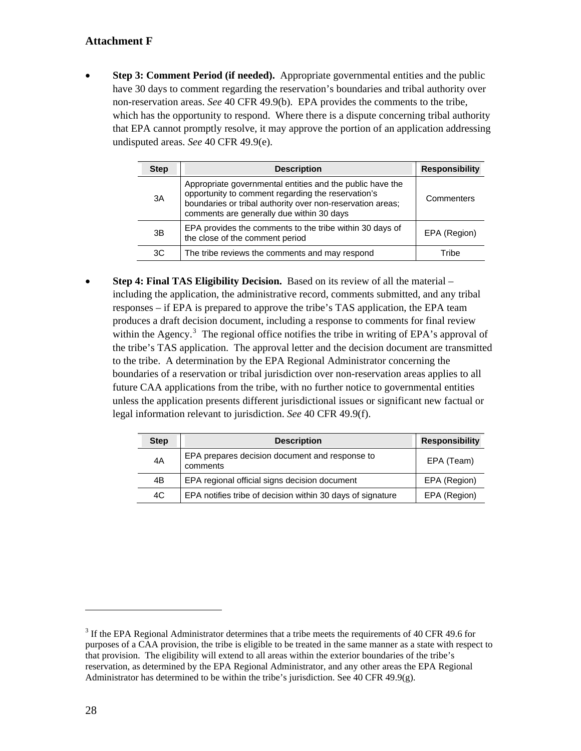## Attachment F

- **Step 3: Comment Period (if needed).** Appropriate governmental entities and the public have 30 days to comment regarding the reservation's boundaries and tribal authority over non-reservation areas. *See* 40 CFR 49.9(b). EPA provides the comments to the tribe, which has the opportunity to respond. Where there is a dispute concerning tribal authority that EPA cannot promptly resolve, it may approve the portion of an application addressing undisputed areas. *See* 40 CFR 49.9(e).

| Step | Description | Responsibility |
|---|---|---|
| 3A | Appropriate governmental entities and the public have the opportunity to comment regarding the reservation's boundaries or tribal authority over non-reservation areas; comments are generally due within 30 days | Commenters |
| 3B | EPA provides the comments to the tribe within 30 days of the close of the comment period | EPA (Region) |
| 3C | The tribe reviews the comments and may respond | Tribe |

- **Step 4: Final TAS Eligibility Decision.** Based on its review of all the material – including the application, the administrative record, comments submitted, and any tribal responses – if EPA is prepared to approve the tribe's TAS application, the EPA team produces a draft decision document, including a response to comments for final review within the Agency.[3] The regional office notifies the tribe in writing of EPA's approval of the tribe's TAS application. The approval letter and the decision document are transmitted to the tribe. A determination by the EPA Regional Administrator concerning the boundaries of a reservation or tribal jurisdiction over non-reservation areas applies to all future CAA applications from the tribe, with no further notice to governmental entities unless the application presents different jurisdictional issues or significant new factual or legal information relevant to jurisdiction. *See* 40 CFR 49.9(f).

| Step | Description | Responsibility |
|---|---|---|
| 4A | EPA prepares decision document and response to comments | EPA (Team) |
| 4B | EPA regional official signs decision document | EPA (Region) |
| 4C | EPA notifies tribe of decision within 30 days of signature | EPA (Region) |

---

[3] If the EPA Regional Administrator determines that a tribe meets the requirements of 40 CFR 49.6 for purposes of a CAA provision, the tribe is eligible to be treated in the same manner as a state with respect to that provision. The eligibility will extend to all areas within the exterior boundaries of the tribe's reservation, as determined by the EPA Regional Administrator, and any other areas the EPA Regional Administrator has determined to be within the tribe's jurisdiction. See 40 CFR 49.9(g).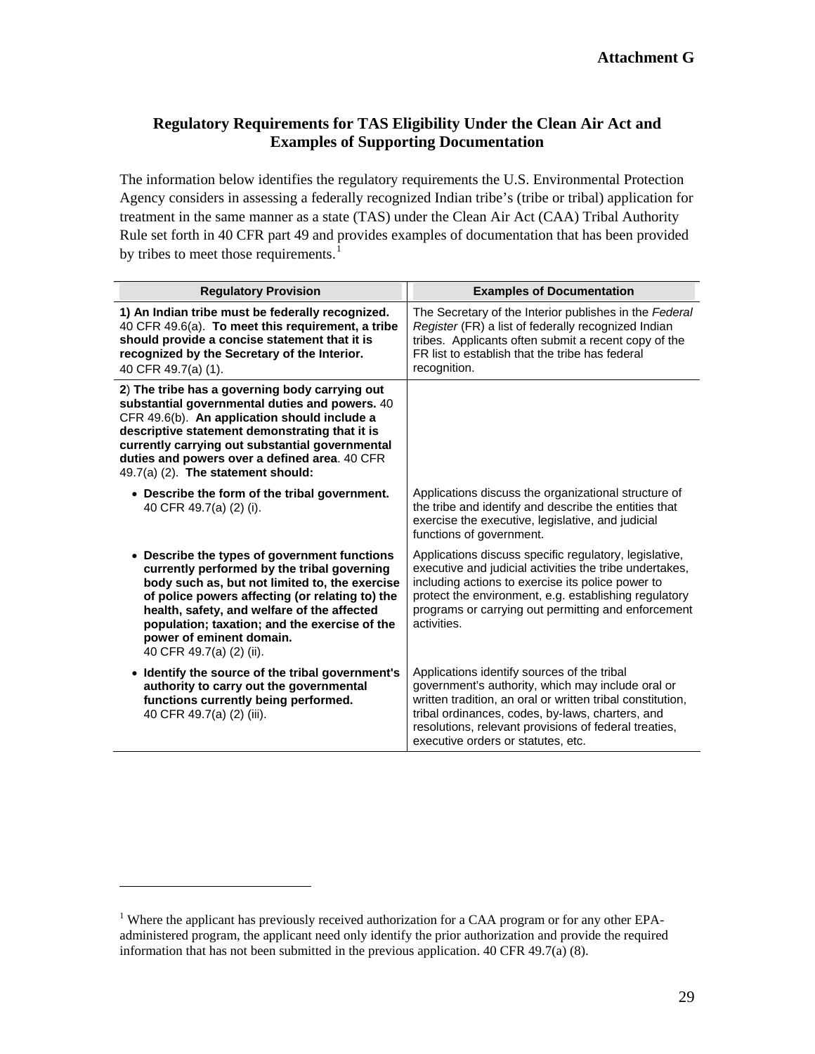Attachment G

## Regulatory Requirements for TAS Eligibility Under the Clean Air Act and Examples of Supporting Documentation

The information below identifies the regulatory requirements the U.S. Environmental Protection Agency considers in assessing a federally recognized Indian tribe's (tribe or tribal) application for treatment in the same manner as a state (TAS) under the Clean Air Act (CAA) Tribal Authority Rule set forth in 40 CFR part 49 and provides examples of documentation that has been provided by tribes to meet those requirements.[1]

| Regulatory Provision | Examples of Documentation |
|---|---|
| **1) An Indian tribe must be federally recognized.** 40 CFR 49.6(a). **To meet this requirement, a tribe should provide a concise statement that it is recognized by the Secretary of the Interior.** 40 CFR 49.7(a) (1). | The Secretary of the Interior publishes in the *Federal Register* (FR) a list of federally recognized Indian tribes. Applicants often submit a recent copy of the FR list to establish that the tribe has federal recognition. |
| **2) The tribe has a governing body carrying out substantial governmental duties and powers.** 40 CFR 49.6(b). **An application should include a descriptive statement demonstrating that it is currently carrying out substantial governmental duties and powers over a defined area**. 40 CFR 49.7(a) (2). **The statement should:** | |
| • **Describe the form of the tribal government.** 40 CFR 49.7(a) (2) (i). | Applications discuss the organizational structure of the tribe and identify and describe the entities that exercise the executive, legislative, and judicial functions of government. |
| • **Describe the types of government functions currently performed by the tribal governing body such as, but not limited to, the exercise of police powers affecting (or relating to) the health, safety, and welfare of the affected population; taxation; and the exercise of the power of eminent domain.** 40 CFR 49.7(a) (2) (ii). | Applications discuss specific regulatory, legislative, executive and judicial activities the tribe undertakes, including actions to exercise its police power to protect the environment, e.g. establishing regulatory programs or carrying out permitting and enforcement activities. |
| • **Identify the source of the tribal government's authority to carry out the governmental functions currently being performed.** 40 CFR 49.7(a) (2) (iii). | Applications identify sources of the tribal government's authority, which may include oral or written tradition, an oral or written tribal constitution, tribal ordinances, codes, by-laws, charters, and resolutions, relevant provisions of federal treaties, executive orders or statutes, etc. |

[1] Where the applicant has previously received authorization for a CAA program or for any other EPA-administered program, the applicant need only identify the prior authorization and provide the required information that has not been submitted in the previous application. 40 CFR 49.7(a) (8).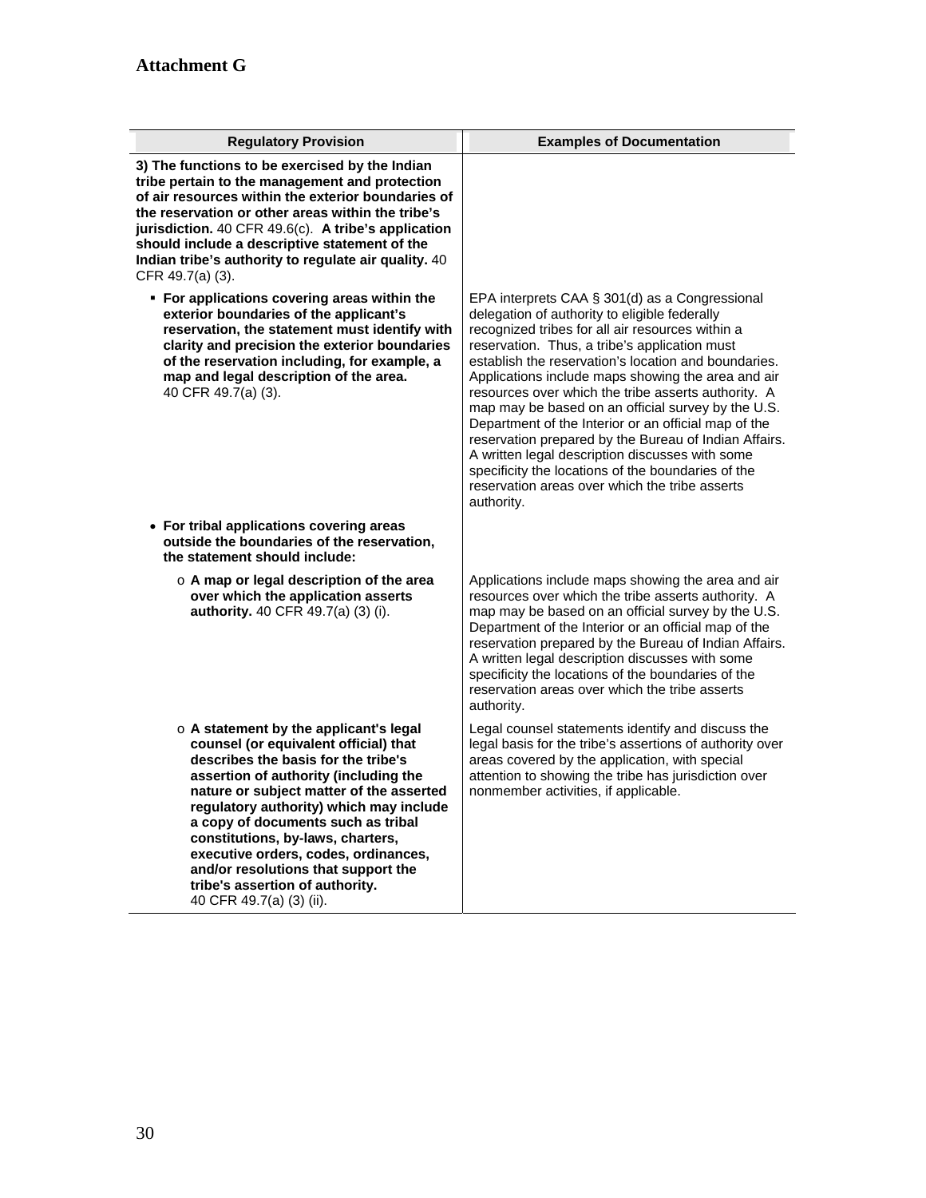**Attachment G**

| Regulatory Provision | Examples of Documentation |
|---|---|
| **3) The functions to be exercised by the Indian tribe pertain to the management and protection of air resources within the exterior boundaries of the reservation or other areas within the tribe's jurisdiction.** 40 CFR 49.6(c). **A tribe's application should include a descriptive statement of the Indian tribe's authority to regulate air quality.** 40 CFR 49.7(a) (3). | |
| ▪ **For applications covering areas within the exterior boundaries of the applicant's reservation, the statement must identify with clarity and precision the exterior boundaries of the reservation including, for example, a map and legal description of the area.** 40 CFR 49.7(a) (3). | EPA interprets CAA § 301(d) as a Congressional delegation of authority to eligible federally recognized tribes for all air resources within a reservation. Thus, a tribe's application must establish the reservation's location and boundaries. Applications include maps showing the area and air resources over which the tribe asserts authority. A map may be based on an official survey by the U.S. Department of the Interior or an official map of the reservation prepared by the Bureau of Indian Affairs. A written legal description discusses with some specificity the locations of the boundaries of the reservation areas over which the tribe asserts authority. |
| • **For tribal applications covering areas outside the boundaries of the reservation, the statement should include:** | |
| o **A map or legal description of the area over which the application asserts authority.** 40 CFR 49.7(a) (3) (i). | Applications include maps showing the area and air resources over which the tribe asserts authority. A map may be based on an official survey by the U.S. Department of the Interior or an official map of the reservation prepared by the Bureau of Indian Affairs. A written legal description discusses with some specificity the locations of the boundaries of the reservation areas over which the tribe asserts authority. |
| o **A statement by the applicant's legal counsel (or equivalent official) that describes the basis for the tribe's assertion of authority (including the nature or subject matter of the asserted regulatory authority) which may include a copy of documents such as tribal constitutions, by-laws, charters, executive orders, codes, ordinances, and/or resolutions that support the tribe's assertion of authority.** 40 CFR 49.7(a) (3) (ii). | Legal counsel statements identify and discuss the legal basis for the tribe's assertions of authority over areas covered by the application, with special attention to showing the tribe has jurisdiction over nonmember activities, if applicable. |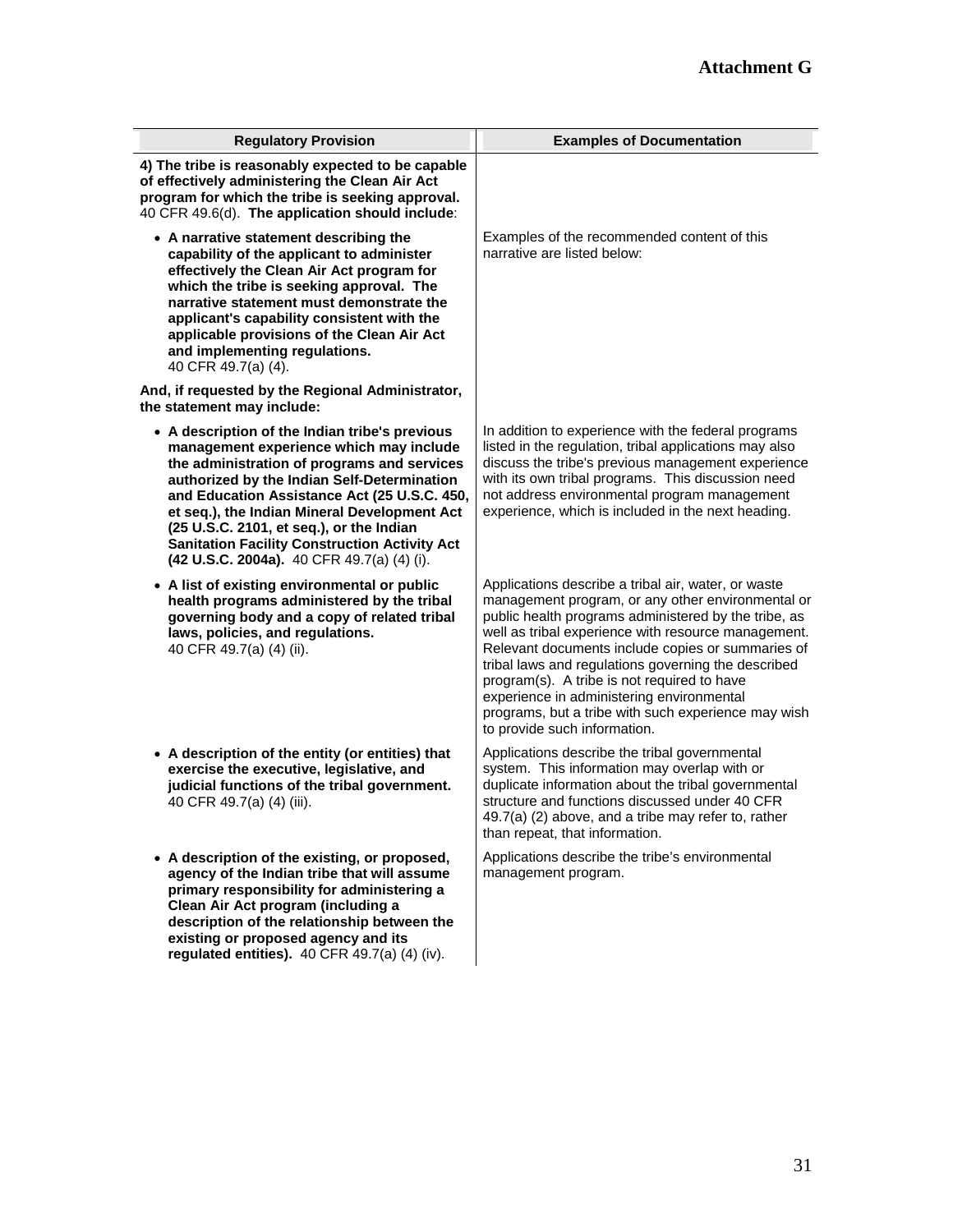# Attachment G

| Regulatory Provision | Examples of Documentation |
| --- | --- |
| **4) The tribe is reasonably expected to be capable of effectively administering the Clean Air Act program for which the tribe is seeking approval.** 40 CFR 49.6(d). **The application should include**: | |
| • **A narrative statement describing the capability of the applicant to administer effectively the Clean Air Act program for which the tribe is seeking approval. The narrative statement must demonstrate the applicant's capability consistent with the applicable provisions of the Clean Air Act and implementing regulations.** 40 CFR 49.7(a) (4). | Examples of the recommended content of this narrative are listed below: |
| **And, if requested by the Regional Administrator, the statement may include:** | |
| • **A description of the Indian tribe's previous management experience which may include the administration of programs and services authorized by the Indian Self-Determination and Education Assistance Act (25 U.S.C. 450, et seq.), the Indian Mineral Development Act (25 U.S.C. 2101, et seq.), or the Indian Sanitation Facility Construction Activity Act (42 U.S.C. 2004a).** 40 CFR 49.7(a) (4) (i). | In addition to experience with the federal programs listed in the regulation, tribal applications may also discuss the tribe's previous management experience with its own tribal programs. This discussion need not address environmental program management experience, which is included in the next heading. |
| • **A list of existing environmental or public health programs administered by the tribal governing body and a copy of related tribal laws, policies, and regulations.** 40 CFR 49.7(a) (4) (ii). | Applications describe a tribal air, water, or waste management program, or any other environmental or public health programs administered by the tribe, as well as tribal experience with resource management. Relevant documents include copies or summaries of tribal laws and regulations governing the described program(s). A tribe is not required to have experience in administering environmental programs, but a tribe with such experience may wish to provide such information. |
| • **A description of the entity (or entities) that exercise the executive, legislative, and judicial functions of the tribal government.** 40 CFR 49.7(a) (4) (iii). | Applications describe the tribal governmental system. This information may overlap with or duplicate information about the tribal governmental structure and functions discussed under 40 CFR 49.7(a) (2) above, and a tribe may refer to, rather than repeat, that information. |
| • **A description of the existing, or proposed, agency of the Indian tribe that will assume primary responsibility for administering a Clean Air Act program (including a description of the relationship between the existing or proposed agency and its regulated entities).** 40 CFR 49.7(a) (4) (iv). | Applications describe the tribe's environmental management program. |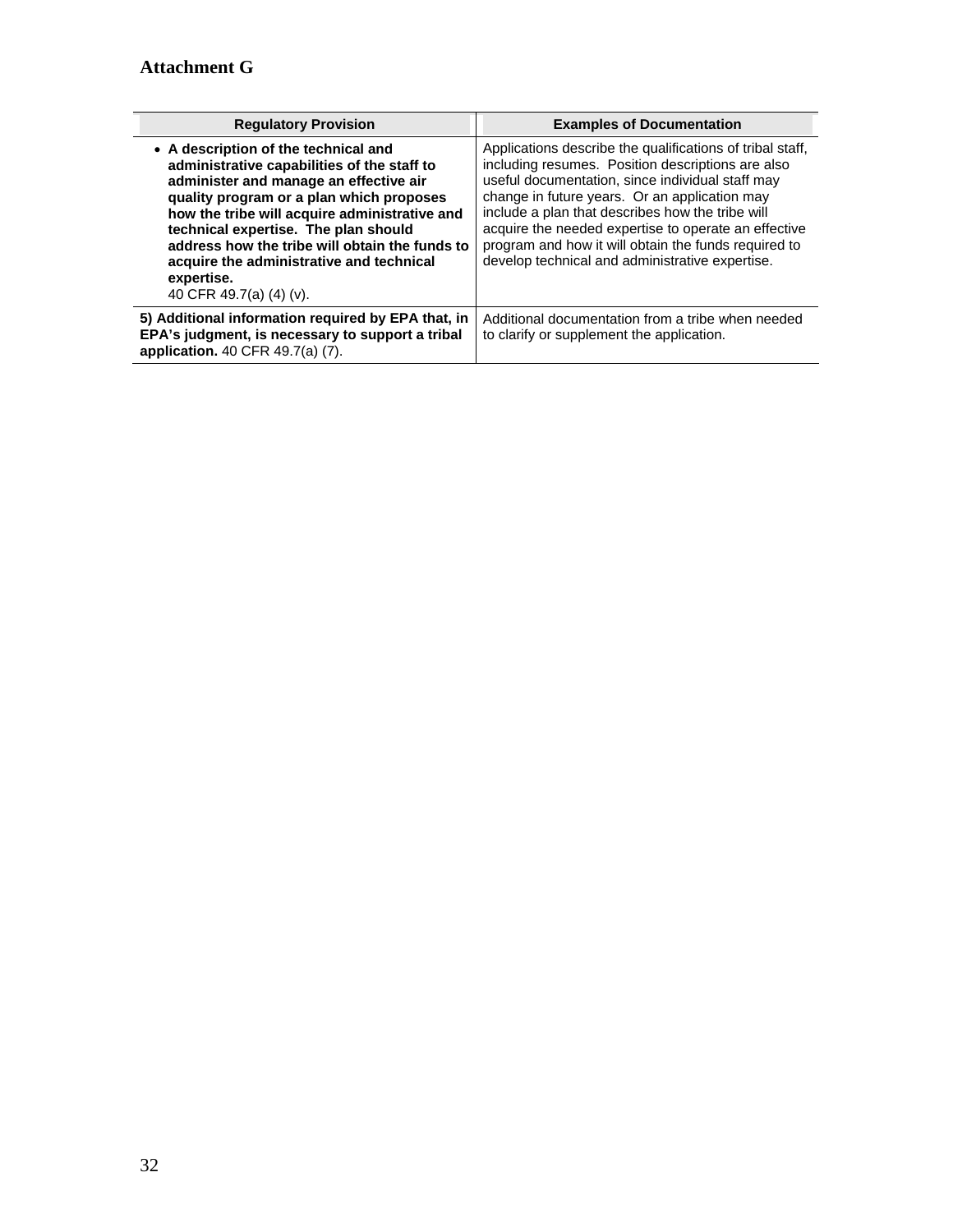**Attachment G**

| Regulatory Provision | Examples of Documentation |
|---|---|
| • **A description of the technical and administrative capabilities of the staff to administer and manage an effective air quality program or a plan which proposes how the tribe will acquire administrative and technical expertise. The plan should address how the tribe will obtain the funds to acquire the administrative and technical expertise.** 40 CFR 49.7(a) (4) (v). | Applications describe the qualifications of tribal staff, including resumes. Position descriptions are also useful documentation, since individual staff may change in future years. Or an application may include a plan that describes how the tribe will acquire the needed expertise to operate an effective program and how it will obtain the funds required to develop technical and administrative expertise. |
| **5) Additional information required by EPA that, in EPA's judgment, is necessary to support a tribal application.** 40 CFR 49.7(a) (7). | Additional documentation from a tribe when needed to clarify or supplement the application. |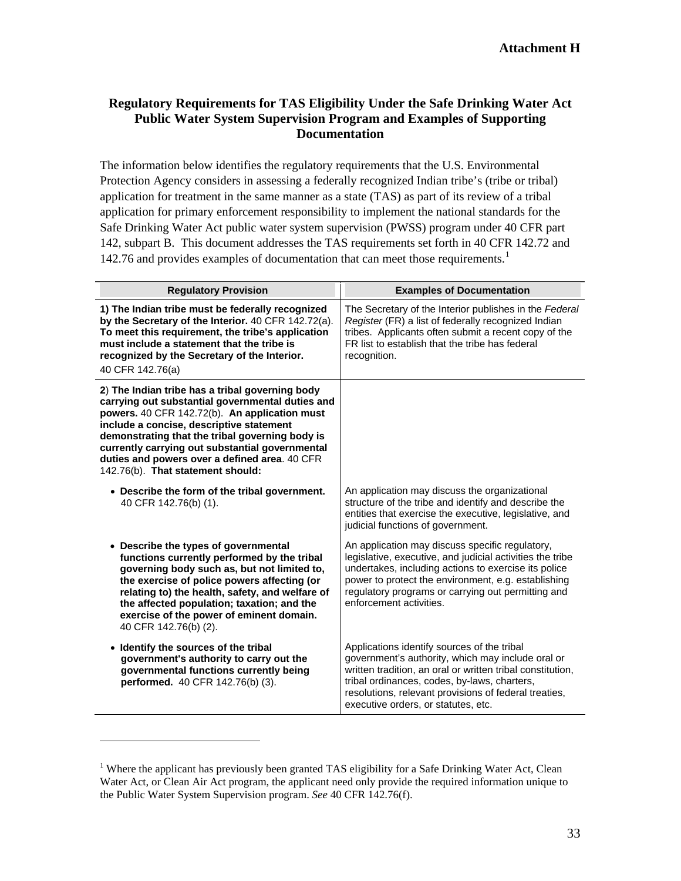**Attachment H**

## Regulatory Requirements for TAS Eligibility Under the Safe Drinking Water Act Public Water System Supervision Program and Examples of Supporting Documentation

The information below identifies the regulatory requirements that the U.S. Environmental Protection Agency considers in assessing a federally recognized Indian tribe's (tribe or tribal) application for treatment in the same manner as a state (TAS) as part of its review of a tribal application for primary enforcement responsibility to implement the national standards for the Safe Drinking Water Act public water system supervision (PWSS) program under 40 CFR part 142, subpart B. This document addresses the TAS requirements set forth in 40 CFR 142.72 and 142.76 and provides examples of documentation that can meet those requirements.[1]

| Regulatory Provision | Examples of Documentation |
|---|---|
| **1) The Indian tribe must be federally recognized by the Secretary of the Interior.** 40 CFR 142.72(a). **To meet this requirement, the tribe's application must include a statement that the tribe is recognized by the Secretary of the Interior.** 40 CFR 142.76(a) | The Secretary of the Interior publishes in the *Federal Register* (FR) a list of federally recognized Indian tribes. Applicants often submit a recent copy of the FR list to establish that the tribe has federal recognition. |
| **2) The Indian tribe has a tribal governing body carrying out substantial governmental duties and powers.** 40 CFR 142.72(b). **An application must include a concise, descriptive statement demonstrating that the tribal governing body is currently carrying out substantial governmental duties and powers over a defined area**. 40 CFR 142.76(b). **That statement should:** | |
| • **Describe the form of the tribal government.** 40 CFR 142.76(b) (1). | An application may discuss the organizational structure of the tribe and identify and describe the entities that exercise the executive, legislative, and judicial functions of government. |
| • **Describe the types of governmental functions currently performed by the tribal governing body such as, but not limited to, the exercise of police powers affecting (or relating to) the health, safety, and welfare of the affected population; taxation; and the exercise of the power of eminent domain.** 40 CFR 142.76(b) (2). | An application may discuss specific regulatory, legislative, executive, and judicial activities the tribe undertakes, including actions to exercise its police power to protect the environment, e.g. establishing regulatory programs or carrying out permitting and enforcement activities. |
| • **Identify the sources of the tribal government's authority to carry out the governmental functions currently being performed.** 40 CFR 142.76(b) (3). | Applications identify sources of the tribal government's authority, which may include oral or written tradition, an oral or written tribal constitution, tribal ordinances, codes, by-laws, charters, resolutions, relevant provisions of federal treaties, executive orders, or statutes, etc. |

[1] Where the applicant has previously been granted TAS eligibility for a Safe Drinking Water Act, Clean Water Act, or Clean Air Act program, the applicant need only provide the required information unique to the Public Water System Supervision program. *See* 40 CFR 142.76(f).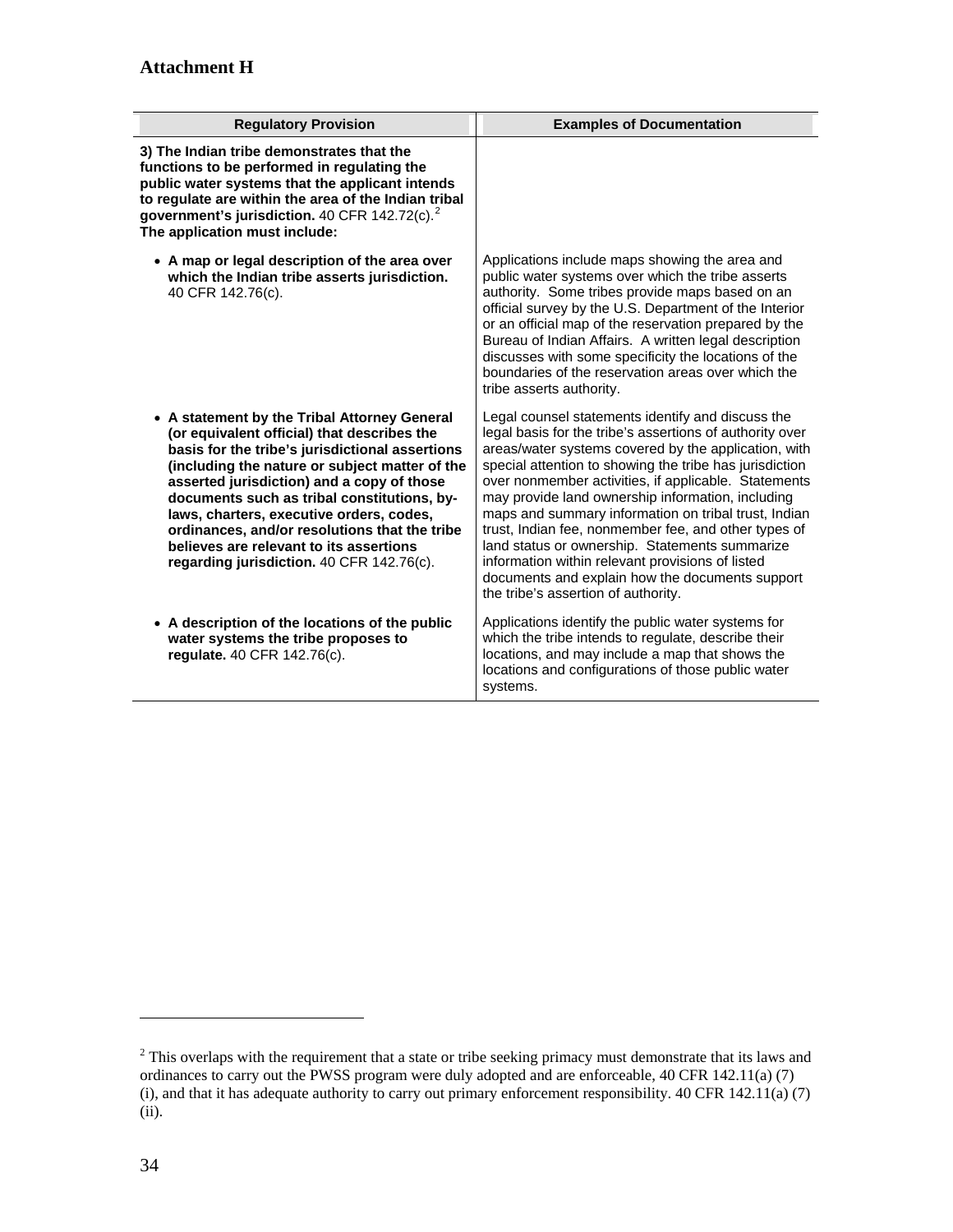**Attachment H**

| Regulatory Provision | Examples of Documentation |
|---|---|
| **3) The Indian tribe demonstrates that the functions to be performed in regulating the public water systems that the applicant intends to regulate are within the area of the Indian tribal government's jurisdiction.** 40 CFR 142.72(c).[2] **The application must include:** | |
| • **A map or legal description of the area over which the Indian tribe asserts jurisdiction.** 40 CFR 142.76(c). | Applications include maps showing the area and public water systems over which the tribe asserts authority. Some tribes provide maps based on an official survey by the U.S. Department of the Interior or an official map of the reservation prepared by the Bureau of Indian Affairs. A written legal description discusses with some specificity the locations of the boundaries of the reservation areas over which the tribe asserts authority. |
| • **A statement by the Tribal Attorney General (or equivalent official) that describes the basis for the tribe's jurisdictional assertions (including the nature or subject matter of the asserted jurisdiction) and a copy of those documents such as tribal constitutions, by-laws, charters, executive orders, codes, ordinances, and/or resolutions that the tribe believes are relevant to its assertions regarding jurisdiction.** 40 CFR 142.76(c). | Legal counsel statements identify and discuss the legal basis for the tribe's assertions of authority over areas/water systems covered by the application, with special attention to showing the tribe has jurisdiction over nonmember activities, if applicable. Statements may provide land ownership information, including maps and summary information on tribal trust, Indian trust, Indian fee, nonmember fee, and other types of land status or ownership. Statements summarize information within relevant provisions of listed documents and explain how the documents support the tribe's assertion of authority. |
| • **A description of the locations of the public water systems the tribe proposes to regulate.** 40 CFR 142.76(c). | Applications identify the public water systems for which the tribe intends to regulate, describe their locations, and may include a map that shows the locations and configurations of those public water systems. |

[2] This overlaps with the requirement that a state or tribe seeking primacy must demonstrate that its laws and ordinances to carry out the PWSS program were duly adopted and are enforceable, 40 CFR 142.11(a) (7) (i), and that it has adequate authority to carry out primary enforcement responsibility. 40 CFR 142.11(a) (7) (ii).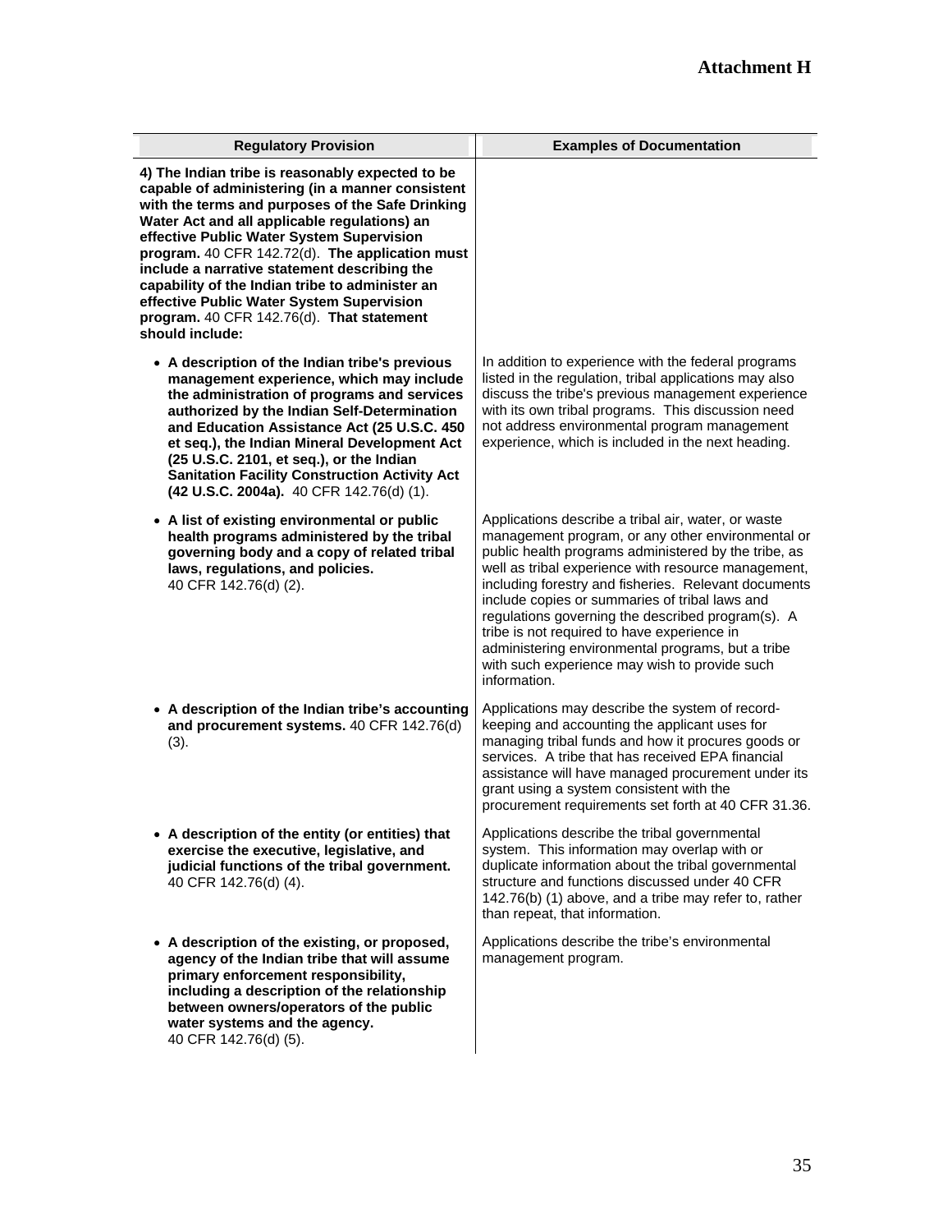# Attachment H

| Regulatory Provision | Examples of Documentation |
|---|---|
| **4) The Indian tribe is reasonably expected to be capable of administering (in a manner consistent with the terms and purposes of the Safe Drinking Water Act and all applicable regulations) an effective Public Water System Supervision program.** 40 CFR 142.72(d). **The application must include a narrative statement describing the capability of the Indian tribe to administer an effective Public Water System Supervision program.** 40 CFR 142.76(d). **That statement should include:** | |
| • **A description of the Indian tribe's previous management experience, which may include the administration of programs and services authorized by the Indian Self-Determination and Education Assistance Act (25 U.S.C. 450 et seq.), the Indian Mineral Development Act (25 U.S.C. 2101, et seq.), or the Indian Sanitation Facility Construction Activity Act (42 U.S.C. 2004a).** 40 CFR 142.76(d) (1). | In addition to experience with the federal programs listed in the regulation, tribal applications may also discuss the tribe's previous management experience with its own tribal programs. This discussion need not address environmental program management experience, which is included in the next heading. |
| • **A list of existing environmental or public health programs administered by the tribal governing body and a copy of related tribal laws, regulations, and policies.** 40 CFR 142.76(d) (2). | Applications describe a tribal air, water, or waste management program, or any other environmental or public health programs administered by the tribe, as well as tribal experience with resource management, including forestry and fisheries. Relevant documents include copies or summaries of tribal laws and regulations governing the described program(s). A tribe is not required to have experience in administering environmental programs, but a tribe with such experience may wish to provide such information. |
| • **A description of the Indian tribe's accounting and procurement systems.** 40 CFR 142.76(d) (3). | Applications may describe the system of record-keeping and accounting the applicant uses for managing tribal funds and how it procures goods or services. A tribe that has received EPA financial assistance will have managed procurement under its grant using a system consistent with the procurement requirements set forth at 40 CFR 31.36. |
| • **A description of the entity (or entities) that exercise the executive, legislative, and judicial functions of the tribal government.** 40 CFR 142.76(d) (4). | Applications describe the tribal governmental system. This information may overlap with or duplicate information about the tribal governmental structure and functions discussed under 40 CFR 142.76(b) (1) above, and a tribe may refer to, rather than repeat, that information. |
| • **A description of the existing, or proposed, agency of the Indian tribe that will assume primary enforcement responsibility, including a description of the relationship between owners/operators of the public water systems and the agency.** 40 CFR 142.76(d) (5). | Applications describe the tribe's environmental management program. |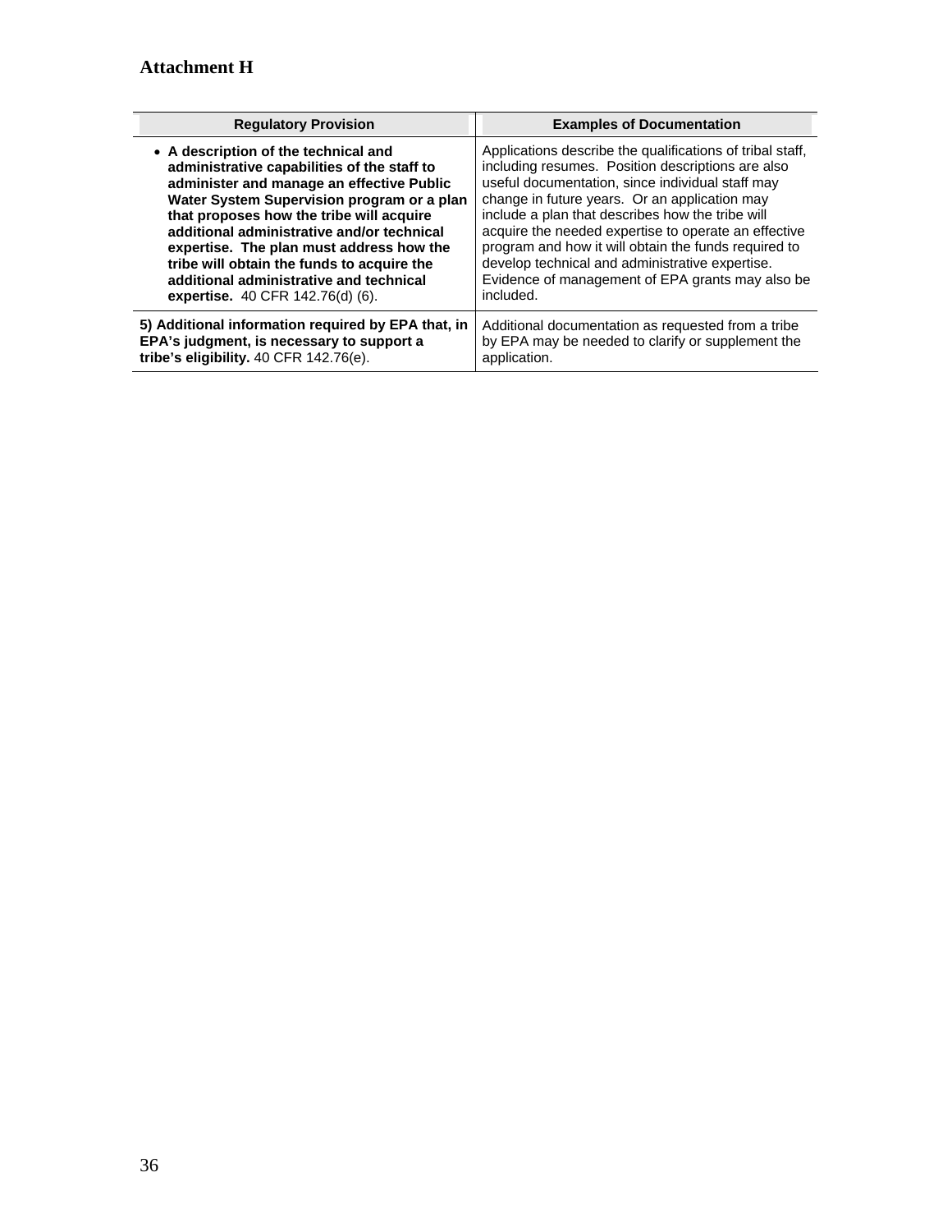**Attachment H**

| Regulatory Provision | Examples of Documentation |
|---|---|
| • **A description of the technical and administrative capabilities of the staff to administer and manage an effective Public Water System Supervision program or a plan that proposes how the tribe will acquire additional administrative and/or technical expertise. The plan must address how the tribe will obtain the funds to acquire the additional administrative and technical expertise.** 40 CFR 142.76(d) (6). | Applications describe the qualifications of tribal staff, including resumes. Position descriptions are also useful documentation, since individual staff may change in future years. Or an application may include a plan that describes how the tribe will acquire the needed expertise to operate an effective program and how it will obtain the funds required to develop technical and administrative expertise. Evidence of management of EPA grants may also be included. |
| **5) Additional information required by EPA that, in EPA's judgment, is necessary to support a tribe's eligibility.** 40 CFR 142.76(e). | Additional documentation as requested from a tribe by EPA may be needed to clarify or supplement the application. |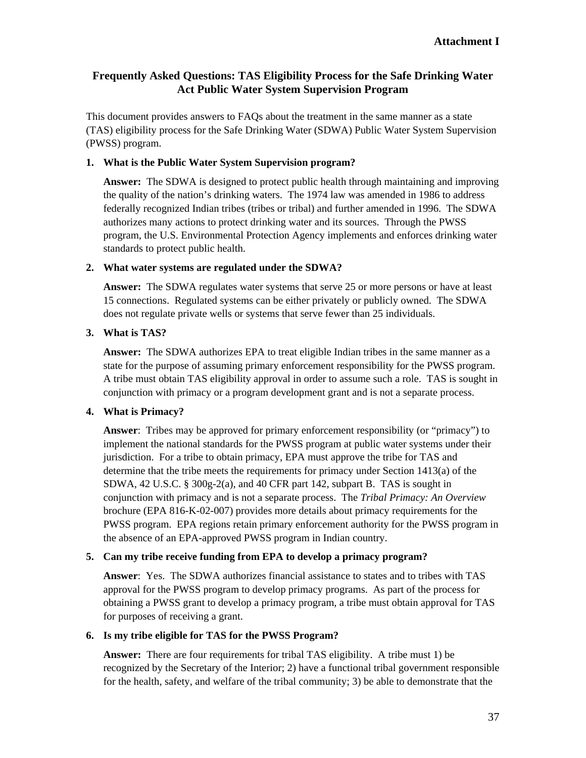**Attachment I**

## Frequently Asked Questions: TAS Eligibility Process for the Safe Drinking Water Act Public Water System Supervision Program

This document provides answers to FAQs about the treatment in the same manner as a state (TAS) eligibility process for the Safe Drinking Water (SDWA) Public Water System Supervision (PWSS) program.

**1. What is the Public Water System Supervision program?**

**Answer:** The SDWA is designed to protect public health through maintaining and improving the quality of the nation's drinking waters. The 1974 law was amended in 1986 to address federally recognized Indian tribes (tribes or tribal) and further amended in 1996. The SDWA authorizes many actions to protect drinking water and its sources. Through the PWSS program, the U.S. Environmental Protection Agency implements and enforces drinking water standards to protect public health.

**2. What water systems are regulated under the SDWA?**

**Answer:** The SDWA regulates water systems that serve 25 or more persons or have at least 15 connections. Regulated systems can be either privately or publicly owned. The SDWA does not regulate private wells or systems that serve fewer than 25 individuals.

**3. What is TAS?**

**Answer:** The SDWA authorizes EPA to treat eligible Indian tribes in the same manner as a state for the purpose of assuming primary enforcement responsibility for the PWSS program. A tribe must obtain TAS eligibility approval in order to assume such a role. TAS is sought in conjunction with primacy or a program development grant and is not a separate process.

**4. What is Primacy?**

**Answer**: Tribes may be approved for primary enforcement responsibility (or "primacy") to implement the national standards for the PWSS program at public water systems under their jurisdiction. For a tribe to obtain primacy, EPA must approve the tribe for TAS and determine that the tribe meets the requirements for primacy under Section 1413(a) of the SDWA, 42 U.S.C. § 300g-2(a), and 40 CFR part 142, subpart B. TAS is sought in conjunction with primacy and is not a separate process. The *Tribal Primacy: An Overview* brochure (EPA 816-K-02-007) provides more details about primacy requirements for the PWSS program. EPA regions retain primary enforcement authority for the PWSS program in the absence of an EPA-approved PWSS program in Indian country.

**5. Can my tribe receive funding from EPA to develop a primacy program?**

**Answer**: Yes. The SDWA authorizes financial assistance to states and to tribes with TAS approval for the PWSS program to develop primacy programs. As part of the process for obtaining a PWSS grant to develop a primacy program, a tribe must obtain approval for TAS for purposes of receiving a grant.

**6. Is my tribe eligible for TAS for the PWSS Program?**

**Answer:** There are four requirements for tribal TAS eligibility. A tribe must 1) be recognized by the Secretary of the Interior; 2) have a functional tribal government responsible for the health, safety, and welfare of the tribal community; 3) be able to demonstrate that the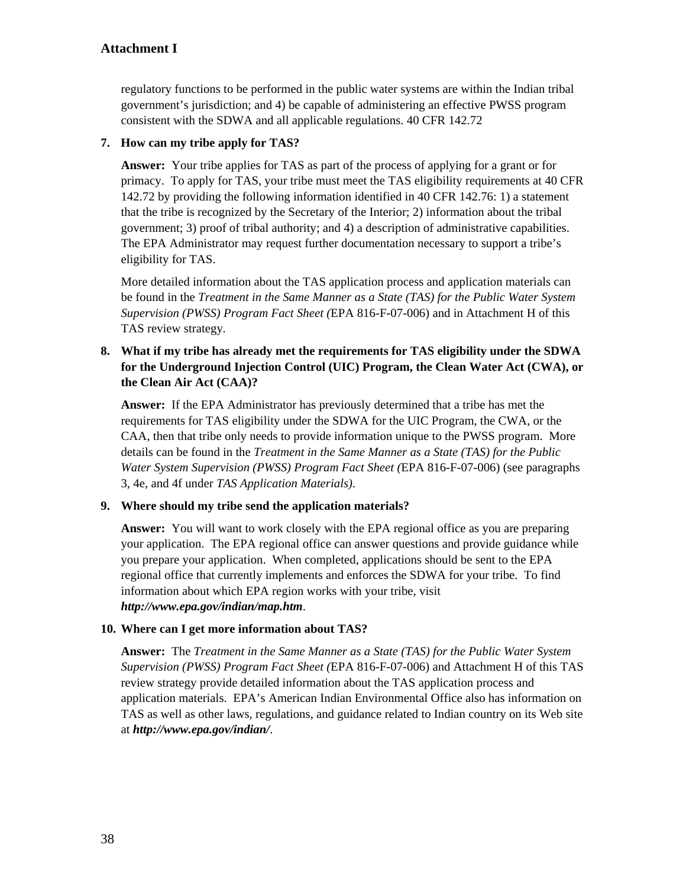regulatory functions to be performed in the public water systems are within the Indian tribal government's jurisdiction; and 4) be capable of administering an effective PWSS program consistent with the SDWA and all applicable regulations. 40 CFR 142.72

7. **How can my tribe apply for TAS?**

   **Answer:** Your tribe applies for TAS as part of the process of applying for a grant or for primacy. To apply for TAS, your tribe must meet the TAS eligibility requirements at 40 CFR 142.72 by providing the following information identified in 40 CFR 142.76: 1) a statement that the tribe is recognized by the Secretary of the Interior; 2) information about the tribal government; 3) proof of tribal authority; and 4) a description of administrative capabilities. The EPA Administrator may request further documentation necessary to support a tribe's eligibility for TAS.

   More detailed information about the TAS application process and application materials can be found in the *Treatment in the Same Manner as a State (TAS) for the Public Water System Supervision (PWSS) Program Fact Sheet (*EPA 816-F-07-006) and in Attachment H of this TAS review strategy.

8. **What if my tribe has already met the requirements for TAS eligibility under the SDWA for the Underground Injection Control (UIC) Program, the Clean Water Act (CWA), or the Clean Air Act (CAA)?**

   **Answer:** If the EPA Administrator has previously determined that a tribe has met the requirements for TAS eligibility under the SDWA for the UIC Program, the CWA, or the CAA, then that tribe only needs to provide information unique to the PWSS program. More details can be found in the *Treatment in the Same Manner as a State (TAS) for the Public Water System Supervision (PWSS) Program Fact Sheet (*EPA 816-F-07-006) (see paragraphs 3, 4e, and 4f under *TAS Application Materials)*.

9. **Where should my tribe send the application materials?**

   **Answer:** You will want to work closely with the EPA regional office as you are preparing your application. The EPA regional office can answer questions and provide guidance while you prepare your application. When completed, applications should be sent to the EPA regional office that currently implements and enforces the SDWA for your tribe. To find information about which EPA region works with your tribe, visit ***http://www.epa.gov/indian/map.htm***.

10. **Where can I get more information about TAS?**

    **Answer:** The *Treatment in the Same Manner as a State (TAS) for the Public Water System Supervision (PWSS) Program Fact Sheet (*EPA 816-F-07-006) and Attachment H of this TAS review strategy provide detailed information about the TAS application process and application materials. EPA's American Indian Environmental Office also has information on TAS as well as other laws, regulations, and guidance related to Indian country on its Web site at ***http://www.epa.gov/indian/***.